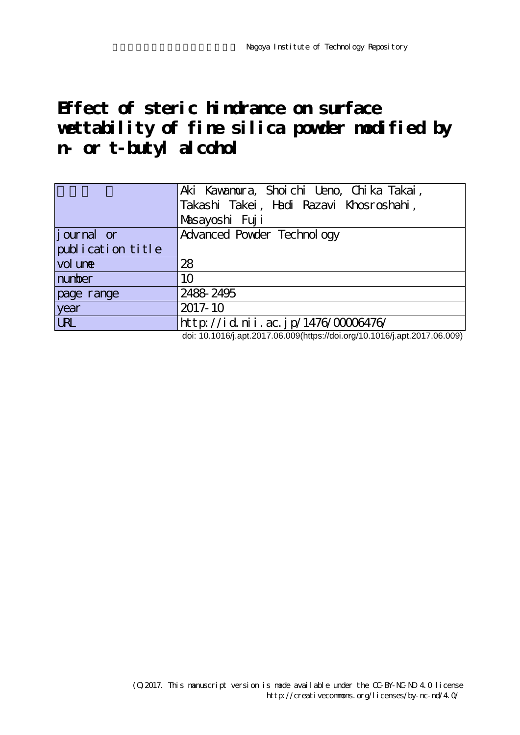Nagoya Institute of Technology Repository

# Effect of steric hindrance on surface wettability of fine silica powder modified by n- or t-butyl alcohol

| 著者 | Aki Kawamura, Shoichi Ueno, Chika Takai, Takashi Takei, Hadi Razavi Khosroshahi, Masayoshi Fuji |
|---|---|
| journal or publication title | Advanced Powder Technology |
| volume | 28 |
| number | 10 |
| page range | 2488-2495 |
| year | 2017-10 |
| URL | http://id.nii.ac.jp/1476/00006476/ |

doi: 10.1016/j.apt.2017.06.009(https://doi.org/10.1016/j.apt.2017.06.009)

(C)2017. This manuscript version is made available under the CC-BY-NC-ND 4.0 license
http://creativecommons.org/licenses/by-nc-nd/4.0/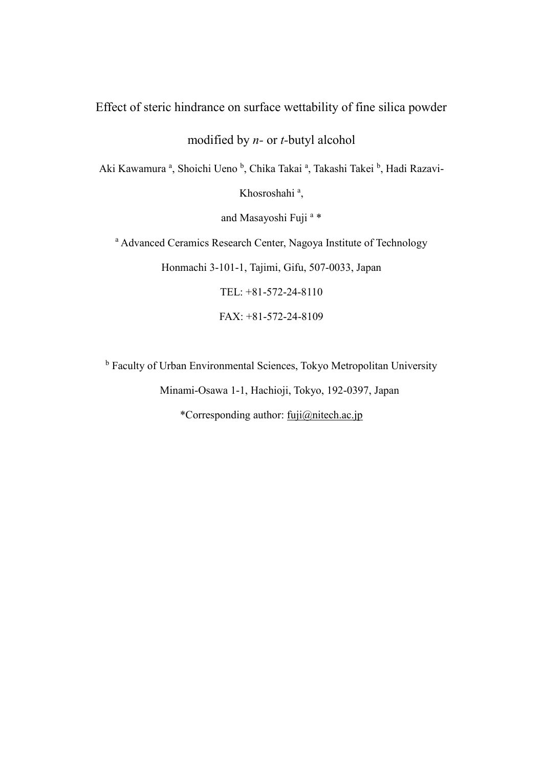# Effect of steric hindrance on surface wettability of fine silica powder modified by *n*- or *t*-butyl alcohol

Aki Kawamura [a], Shoichi Ueno [b], Chika Takai [a], Takashi Takei [b], Hadi Razavi-Khosroshahi [a],

and Masayoshi Fuji [a] *

[a] Advanced Ceramics Research Center, Nagoya Institute of Technology

Honmachi 3-101-1, Tajimi, Gifu, 507-0033, Japan

TEL: +81-572-24-8110

FAX: +81-572-24-8109

[b] Faculty of Urban Environmental Sciences, Tokyo Metropolitan University

Minami-Osawa 1-1, Hachioji, Tokyo, 192-0397, Japan

*Corresponding author: fuji@nitech.ac.jp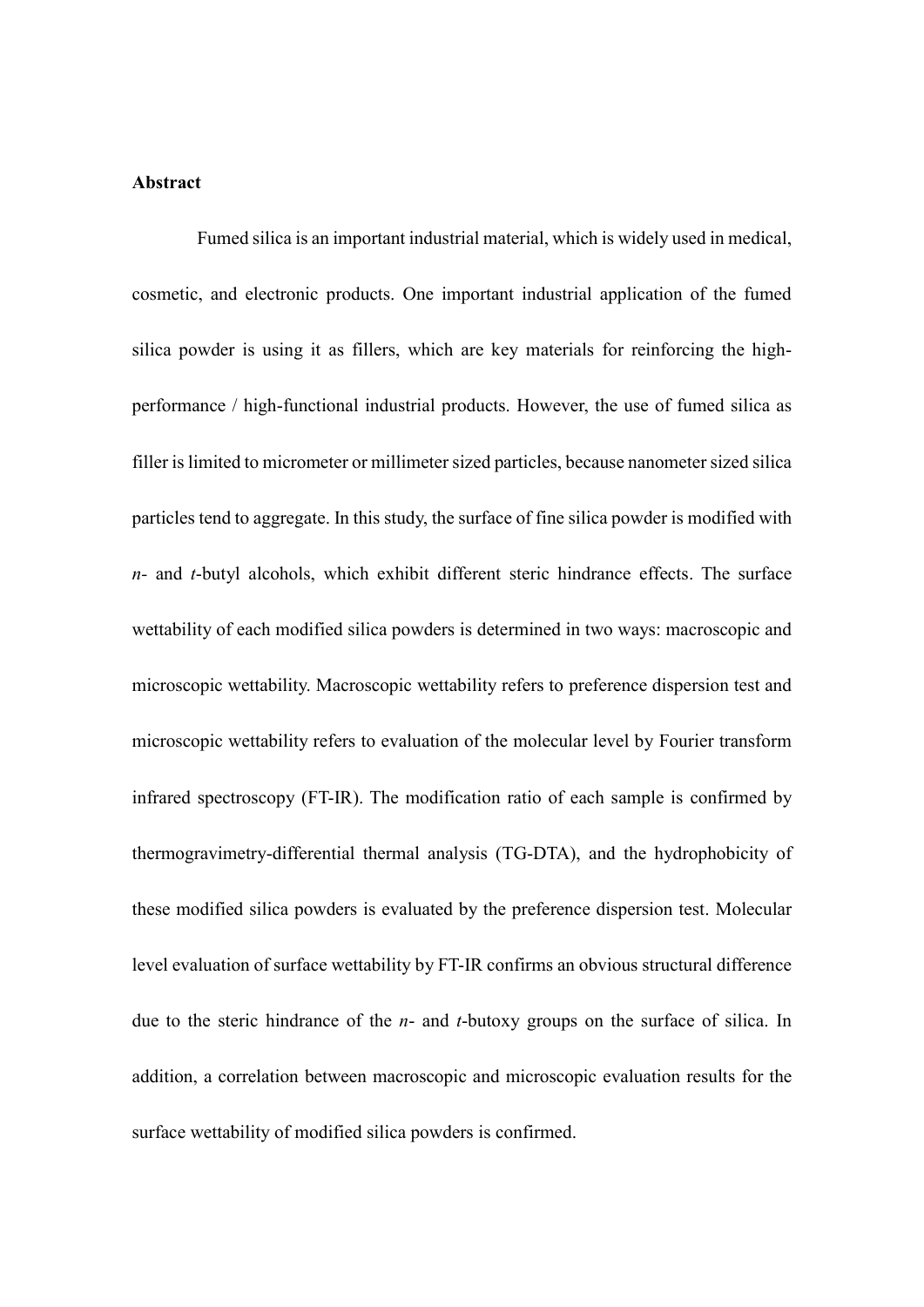## Abstract

Fumed silica is an important industrial material, which is widely used in medical, cosmetic, and electronic products. One important industrial application of the fumed silica powder is using it as fillers, which are key materials for reinforcing the high-performance / high-functional industrial products. However, the use of fumed silica as filler is limited to micrometer or millimeter sized particles, because nanometer sized silica particles tend to aggregate. In this study, the surface of fine silica powder is modified with *n*- and *t*-butyl alcohols, which exhibit different steric hindrance effects. The surface wettability of each modified silica powders is determined in two ways: macroscopic and microscopic wettability. Macroscopic wettability refers to preference dispersion test and microscopic wettability refers to evaluation of the molecular level by Fourier transform infrared spectroscopy (FT-IR). The modification ratio of each sample is confirmed by thermogravimetry-differential thermal analysis (TG-DTA), and the hydrophobicity of these modified silica powders is evaluated by the preference dispersion test. Molecular level evaluation of surface wettability by FT-IR confirms an obvious structural difference due to the steric hindrance of the *n*- and *t*-butoxy groups on the surface of silica. In addition, a correlation between macroscopic and microscopic evaluation results for the surface wettability of modified silica powders is confirmed.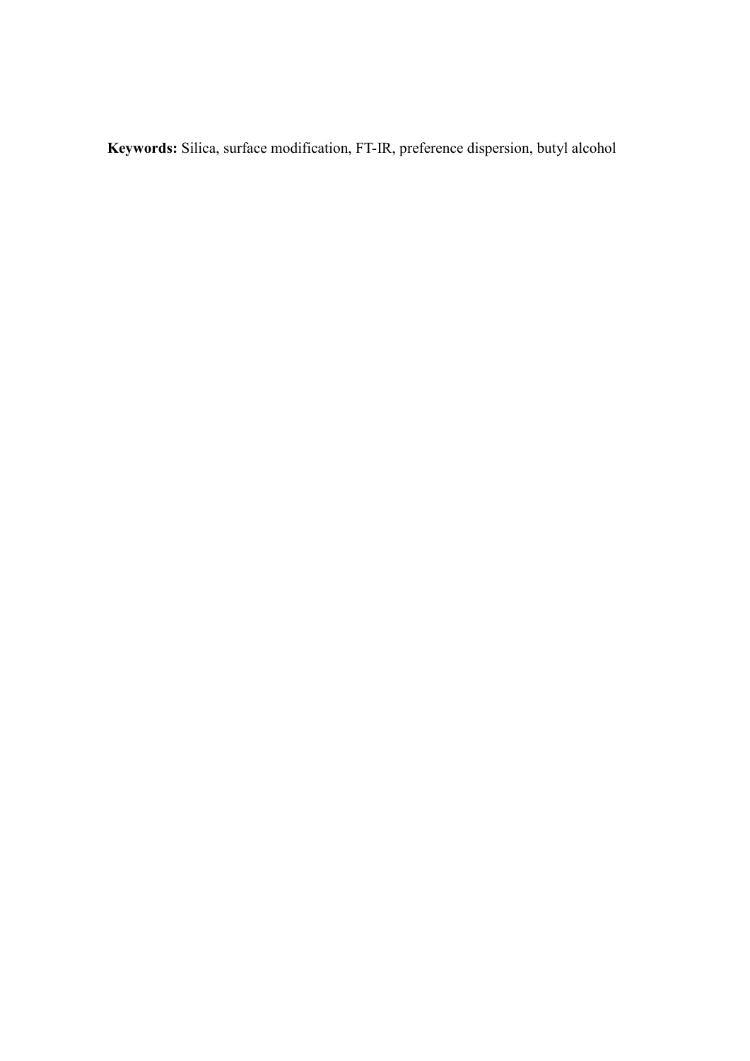**Keywords:** Silica, surface modification, FT-IR, preference dispersion, butyl alcohol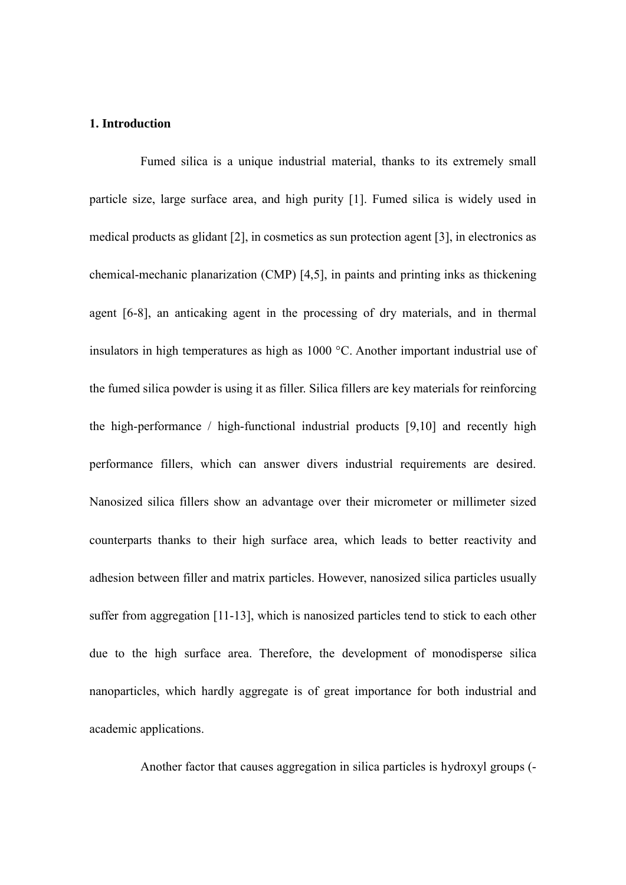## 1. Introduction

Fumed silica is a unique industrial material, thanks to its extremely small particle size, large surface area, and high purity [1]. Fumed silica is widely used in medical products as glidant [2], in cosmetics as sun protection agent [3], in electronics as chemical-mechanic planarization (CMP) [4,5], in paints and printing inks as thickening agent [6-8], an anticaking agent in the processing of dry materials, and in thermal insulators in high temperatures as high as 1000 °C. Another important industrial use of the fumed silica powder is using it as filler. Silica fillers are key materials for reinforcing the high-performance / high-functional industrial products [9,10] and recently high performance fillers, which can answer divers industrial requirements are desired. Nanosized silica fillers show an advantage over their micrometer or millimeter sized counterparts thanks to their high surface area, which leads to better reactivity and adhesion between filler and matrix particles. However, nanosized silica particles usually suffer from aggregation [11-13], which is nanosized particles tend to stick to each other due to the high surface area. Therefore, the development of monodisperse silica nanoparticles, which hardly aggregate is of great importance for both industrial and academic applications.

Another factor that causes aggregation in silica particles is hydroxyl groups (-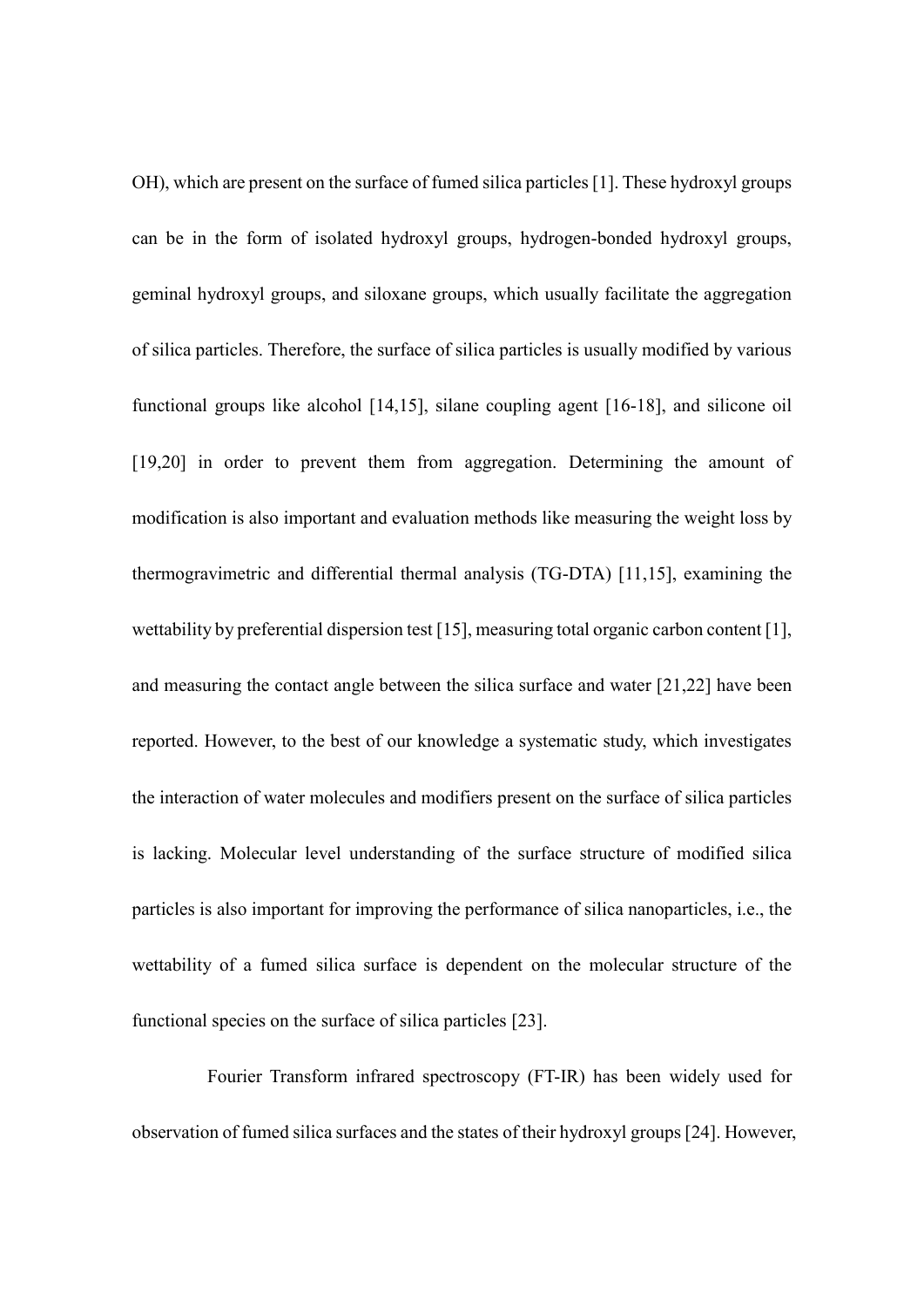OH), which are present on the surface of fumed silica particles [1]. These hydroxyl groups can be in the form of isolated hydroxyl groups, hydrogen-bonded hydroxyl groups, geminal hydroxyl groups, and siloxane groups, which usually facilitate the aggregation of silica particles. Therefore, the surface of silica particles is usually modified by various functional groups like alcohol [14,15], silane coupling agent [16-18], and silicone oil [19,20] in order to prevent them from aggregation. Determining the amount of modification is also important and evaluation methods like measuring the weight loss by thermogravimetric and differential thermal analysis (TG-DTA) [11,15], examining the wettability by preferential dispersion test [15], measuring total organic carbon content [1], and measuring the contact angle between the silica surface and water [21,22] have been reported. However, to the best of our knowledge a systematic study, which investigates the interaction of water molecules and modifiers present on the surface of silica particles is lacking. Molecular level understanding of the surface structure of modified silica particles is also important for improving the performance of silica nanoparticles, i.e., the wettability of a fumed silica surface is dependent on the molecular structure of the functional species on the surface of silica particles [23].

Fourier Transform infrared spectroscopy (FT-IR) has been widely used for observation of fumed silica surfaces and the states of their hydroxyl groups [24]. However,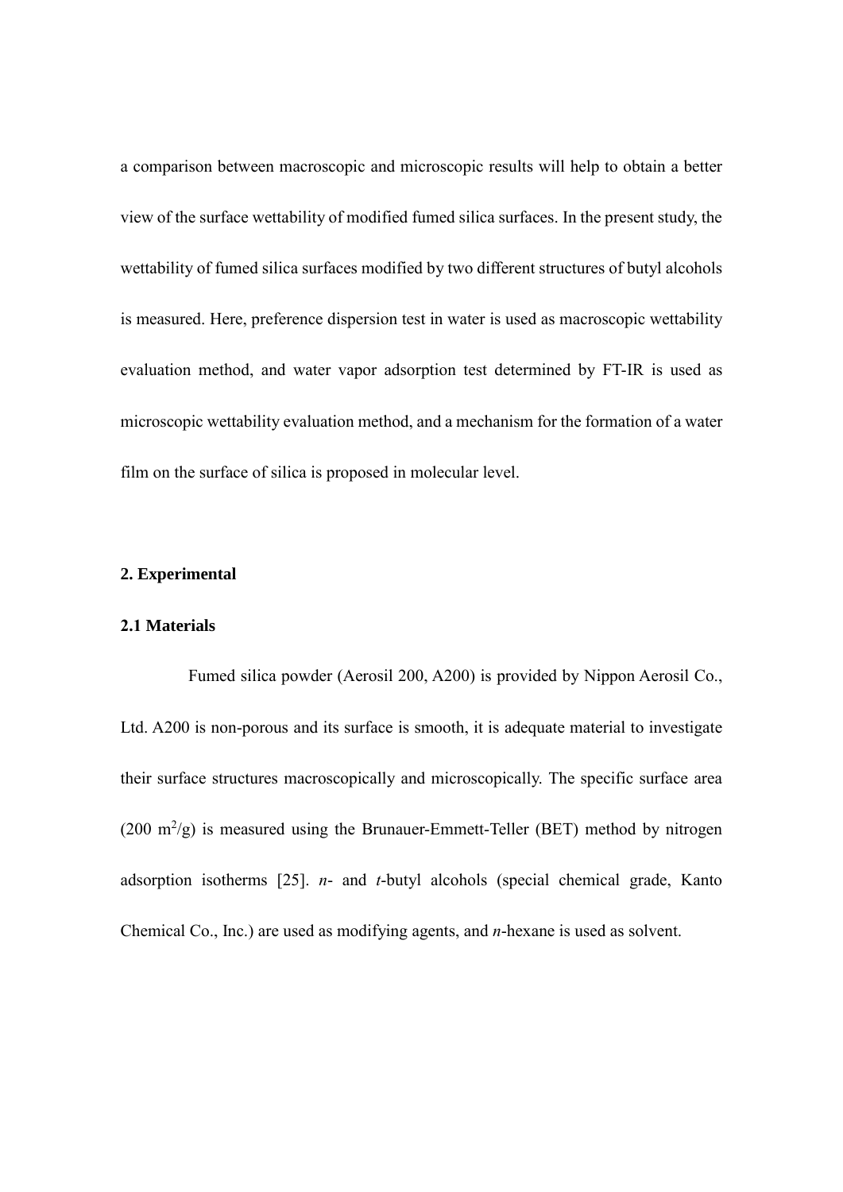a comparison between macroscopic and microscopic results will help to obtain a better view of the surface wettability of modified fumed silica surfaces. In the present study, the wettability of fumed silica surfaces modified by two different structures of butyl alcohols is measured. Here, preference dispersion test in water is used as macroscopic wettability evaluation method, and water vapor adsorption test determined by FT-IR is used as microscopic wettability evaluation method, and a mechanism for the formation of a water film on the surface of silica is proposed in molecular level.

## 2. Experimental

### 2.1 Materials

Fumed silica powder (Aerosil 200, A200) is provided by Nippon Aerosil Co., Ltd. A200 is non-porous and its surface is smooth, it is adequate material to investigate their surface structures macroscopically and microscopically. The specific surface area (200 $m^2/g$) is measured using the Brunauer-Emmett-Teller (BET) method by nitrogen adsorption isotherms [25]. *n*- and *t*-butyl alcohols (special chemical grade, Kanto Chemical Co., Inc.) are used as modifying agents, and *n*-hexane is used as solvent.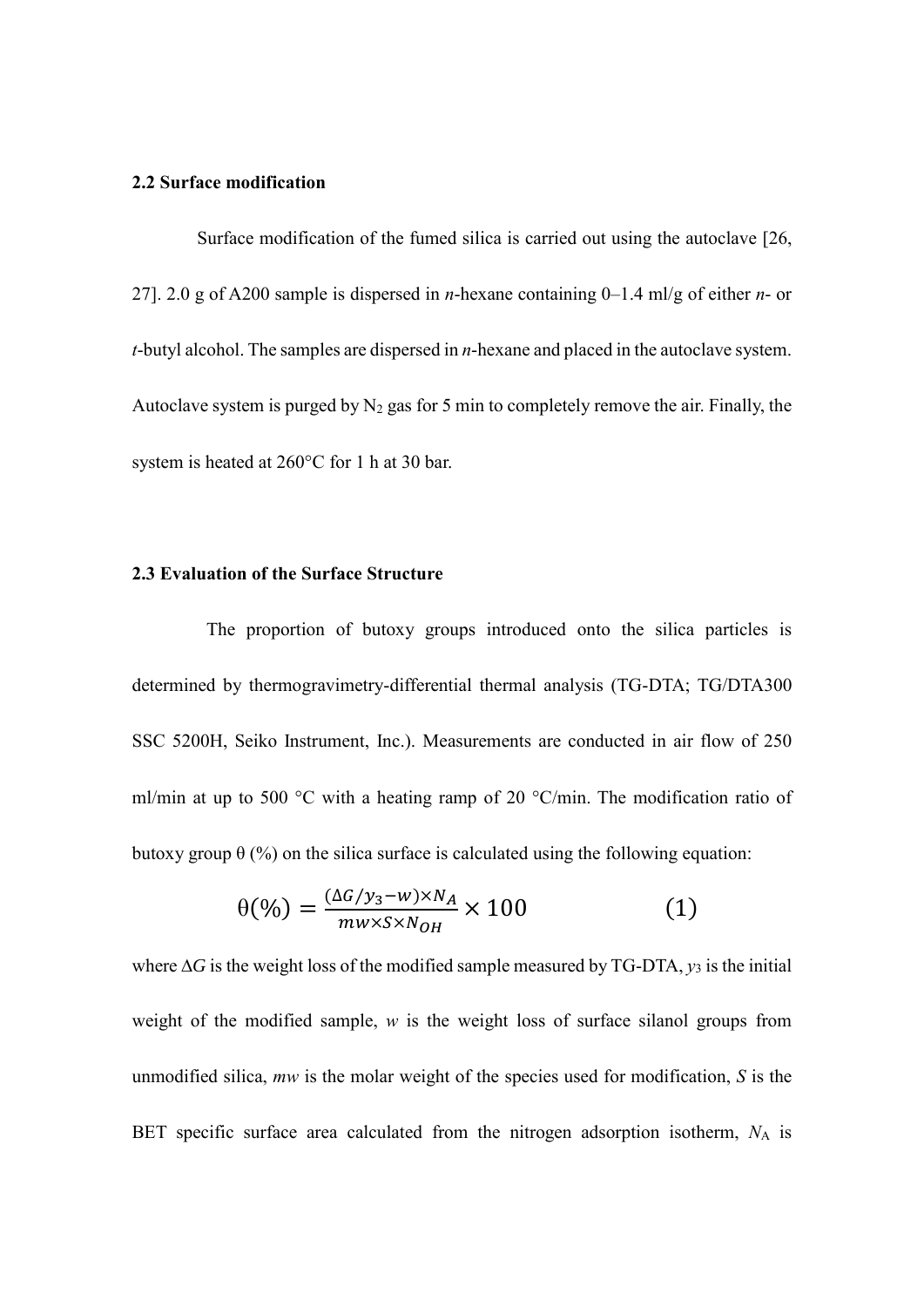### 2.2 Surface modification

Surface modification of the fumed silica is carried out using the autoclave [26, 27]. 2.0 g of A200 sample is dispersed in *n*-hexane containing 0–1.4 ml/g of either *n*- or *t*-butyl alcohol. The samples are dispersed in *n*-hexane and placed in the autoclave system. Autoclave system is purged by $N_2$ gas for 5 min to completely remove the air. Finally, the system is heated at 260°C for 1 h at 30 bar.

### 2.3 Evaluation of the Surface Structure

The proportion of butoxy groups introduced onto the silica particles is determined by thermogravimetry-differential thermal analysis (TG-DTA; TG/DTA300 SSC 5200H, Seiko Instrument, Inc.). Measurements are conducted in air flow of 250 ml/min at up to 500 °C with a heating ramp of 20 °C/min. The modification ratio of butoxy group θ (%) on the silica surface is calculated using the following equation:

$$\theta(\%) = \frac{(\Delta G / y_3 - w) \times N_A}{mw \times S \times N_{OH}} \times 100 \qquad (1)$$

where $\Delta G$ is the weight loss of the modified sample measured by TG-DTA, $y_3$ is the initial weight of the modified sample, $w$ is the weight loss of surface silanol groups from unmodified silica, $mw$ is the molar weight of the species used for modification, $S$ is the BET specific surface area calculated from the nitrogen adsorption isotherm, $N_A$ is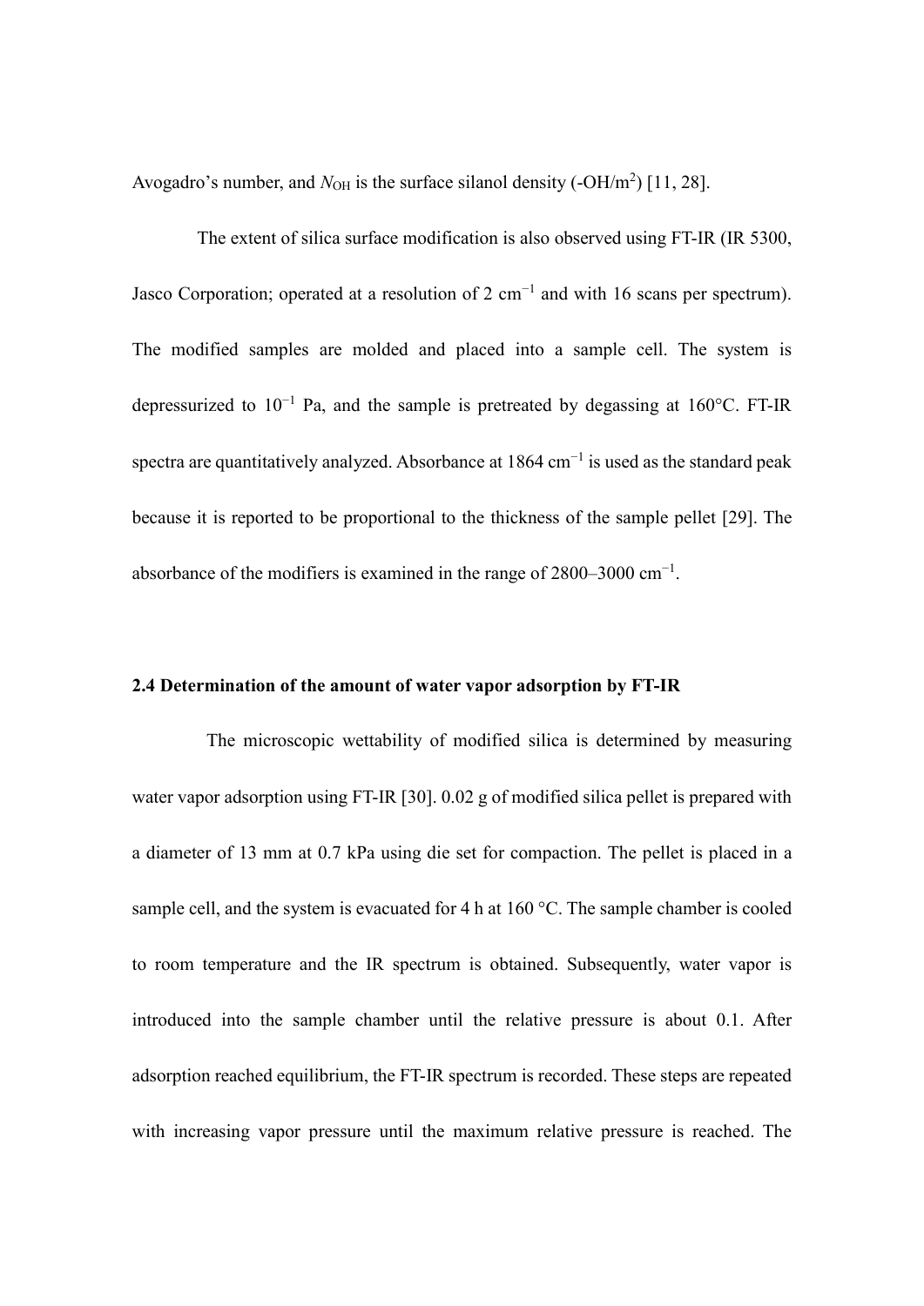Avogadro's number, and $N_{OH}$ is the surface silanol density (-OH/m$^2$) [11, 28].

The extent of silica surface modification is also observed using FT-IR (IR 5300, Jasco Corporation; operated at a resolution of 2 cm$^{-1}$ and with 16 scans per spectrum). The modified samples are molded and placed into a sample cell. The system is depressurized to 10$^{-1}$ Pa, and the sample is pretreated by degassing at 160°C. FT-IR spectra are quantitatively analyzed. Absorbance at 1864 cm$^{-1}$ is used as the standard peak because it is reported to be proportional to the thickness of the sample pellet [29]. The absorbance of the modifiers is examined in the range of 2800–3000 cm$^{-1}$.

### 2.4 Determination of the amount of water vapor adsorption by FT-IR

The microscopic wettability of modified silica is determined by measuring water vapor adsorption using FT-IR [30]. 0.02 g of modified silica pellet is prepared with a diameter of 13 mm at 0.7 kPa using die set for compaction. The pellet is placed in a sample cell, and the system is evacuated for 4 h at 160 °C. The sample chamber is cooled to room temperature and the IR spectrum is obtained. Subsequently, water vapor is introduced into the sample chamber until the relative pressure is about 0.1. After adsorption reached equilibrium, the FT-IR spectrum is recorded. These steps are repeated with increasing vapor pressure until the maximum relative pressure is reached. The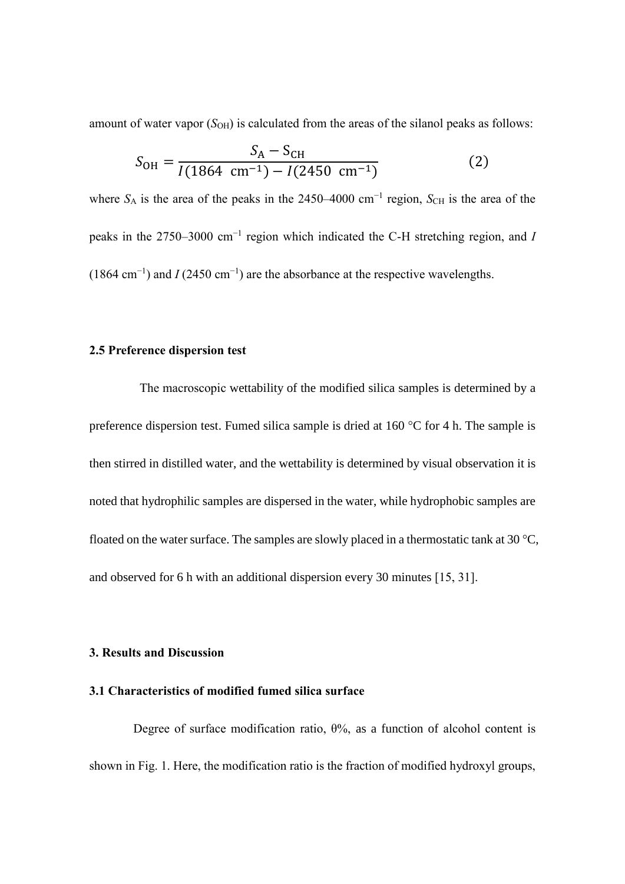amount of water vapor ($S_{OH}$) is calculated from the areas of the silanol peaks as follows:

$$S_{OH} = \frac{S_A - S_{CH}}{I(1864\ \text{cm}^{-1}) - I(2450\ \text{cm}^{-1})} \tag{2}$$

where $S_A$ is the area of the peaks in the 2450–4000 cm$^{-1}$ region, $S_{CH}$ is the area of the peaks in the 2750–3000 cm$^{-1}$ region which indicated the C-H stretching region, and $I$ (1864 cm$^{-1}$) and $I$ (2450 cm$^{-1}$) are the absorbance at the respective wavelengths.

### 2.5 Preference dispersion test

The macroscopic wettability of the modified silica samples is determined by a preference dispersion test. Fumed silica sample is dried at 160 °C for 4 h. The sample is then stirred in distilled water, and the wettability is determined by visual observation it is noted that hydrophilic samples are dispersed in the water, while hydrophobic samples are floated on the water surface. The samples are slowly placed in a thermostatic tank at 30 °C, and observed for 6 h with an additional dispersion every 30 minutes [15, 31].

## 3. Results and Discussion

### 3.1 Characteristics of modified fumed silica surface

Degree of surface modification ratio, θ%, as a function of alcohol content is shown in Fig. 1. Here, the modification ratio is the fraction of modified hydroxyl groups,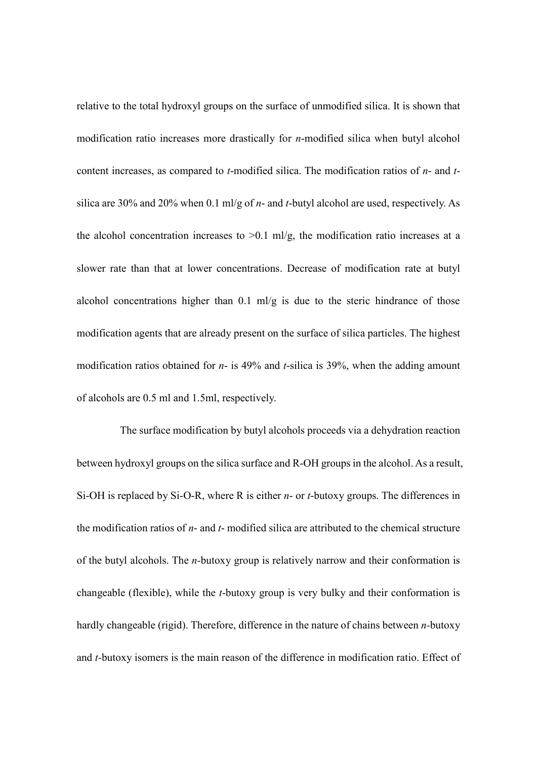relative to the total hydroxyl groups on the surface of unmodified silica. It is shown that modification ratio increases more drastically for *n*-modified silica when butyl alcohol content increases, as compared to *t*-modified silica. The modification ratios of *n*- and *t*-silica are 30% and 20% when 0.1 ml/g of *n*- and *t*-butyl alcohol are used, respectively. As the alcohol concentration increases to >0.1 ml/g, the modification ratio increases at a slower rate than that at lower concentrations. Decrease of modification rate at butyl alcohol concentrations higher than 0.1 ml/g is due to the steric hindrance of those modification agents that are already present on the surface of silica particles. The highest modification ratios obtained for *n*- is 49% and *t*-silica is 39%, when the adding amount of alcohols are 0.5 ml and 1.5ml, respectively.

The surface modification by butyl alcohols proceeds via a dehydration reaction between hydroxyl groups on the silica surface and R-OH groups in the alcohol. As a result, Si-OH is replaced by Si-O-R, where R is either *n*- or *t*-butoxy groups. The differences in the modification ratios of *n*- and *t*- modified silica are attributed to the chemical structure of the butyl alcohols. The *n*-butoxy group is relatively narrow and their conformation is changeable (flexible), while the *t*-butoxy group is very bulky and their conformation is hardly changeable (rigid). Therefore, difference in the nature of chains between *n*-butoxy and *t*-butoxy isomers is the main reason of the difference in modification ratio. Effect of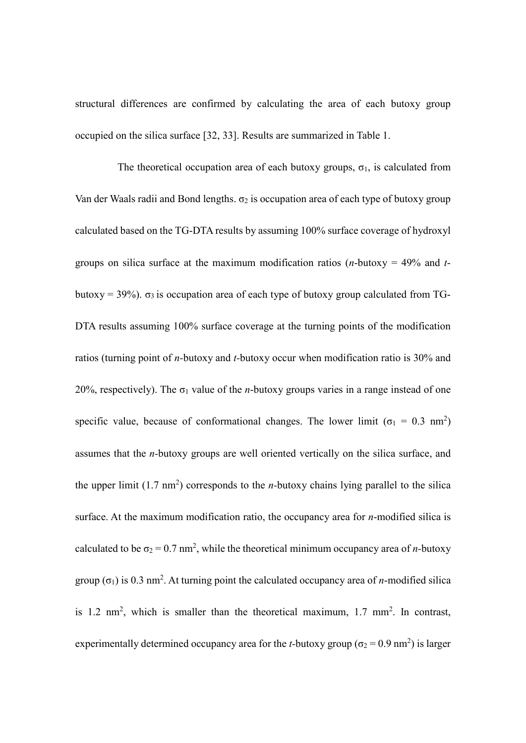structural differences are confirmed by calculating the area of each butoxy group occupied on the silica surface [32, 33]. Results are summarized in Table 1.

The theoretical occupation area of each butoxy groups, $\sigma_1$, is calculated from Van der Waals radii and Bond lengths. $\sigma_2$ is occupation area of each type of butoxy group calculated based on the TG-DTA results by assuming 100% surface coverage of hydroxyl groups on silica surface at the maximum modification ratios (*n*-butoxy = 49% and *t*-butoxy = 39%). $\sigma_3$ is occupation area of each type of butoxy group calculated from TG-DTA results assuming 100% surface coverage at the turning points of the modification ratios (turning point of *n*-butoxy and *t*-butoxy occur when modification ratio is 30% and 20%, respectively). The $\sigma_1$ value of the *n*-butoxy groups varies in a range instead of one specific value, because of conformational changes. The lower limit ($\sigma_1$ = 0.3 $nm^2$) assumes that the *n*-butoxy groups are well oriented vertically on the silica surface, and the upper limit (1.7 $nm^2$) corresponds to the *n*-butoxy chains lying parallel to the silica surface. At the maximum modification ratio, the occupancy area for *n*-modified silica is calculated to be $\sigma_2$ = 0.7 $nm^2$, while the theoretical minimum occupancy area of *n*-butoxy group ($\sigma_1$) is 0.3 $nm^2$. At turning point the calculated occupancy area of *n*-modified silica is 1.2 $nm^2$, which is smaller than the theoretical maximum, 1.7 $mm^2$. In contrast, experimentally determined occupancy area for the *t*-butoxy group ($\sigma_2$ = 0.9 $nm^2$) is larger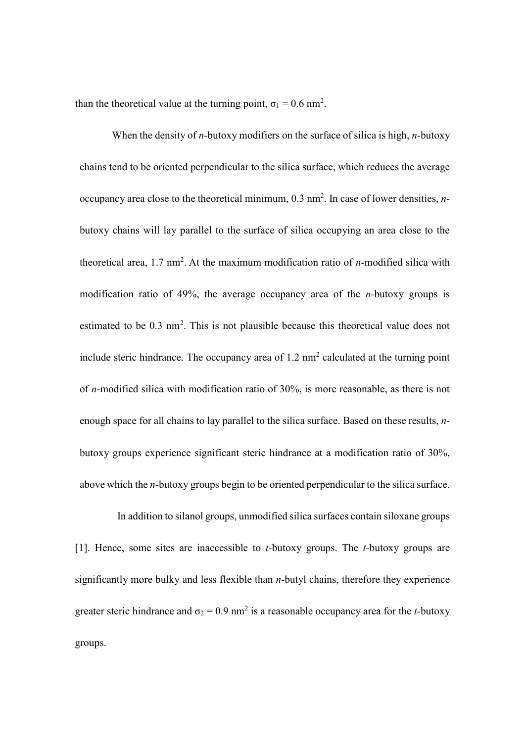than the theoretical value at the turning point, $\sigma_1 = 0.6\ \text{nm}^2$.

When the density of *n*-butoxy modifiers on the surface of silica is high, *n*-butoxy chains tend to be oriented perpendicular to the silica surface, which reduces the average occupancy area close to the theoretical minimum, $0.3\ \text{nm}^2$. In case of lower densities, *n*-butoxy chains will lay parallel to the surface of silica occupying an area close to the theoretical area, $1.7\ \text{nm}^2$. At the maximum modification ratio of *n*-modified silica with modification ratio of 49%, the average occupancy area of the *n*-butoxy groups is estimated to be $0.3\ \text{nm}^2$. This is not plausible because this theoretical value does not include steric hindrance. The occupancy area of $1.2\ \text{nm}^2$ calculated at the turning point of *n*-modified silica with modification ratio of 30%, is more reasonable, as there is not enough space for all chains to lay parallel to the silica surface. Based on these results, *n*-butoxy groups experience significant steric hindrance at a modification ratio of 30%, above which the *n*-butoxy groups begin to be oriented perpendicular to the silica surface.

In addition to silanol groups, unmodified silica surfaces contain siloxane groups [1]. Hence, some sites are inaccessible to *t*-butoxy groups. The *t*-butoxy groups are significantly more bulky and less flexible than *n*-butyl chains, therefore they experience greater steric hindrance and $\sigma_2 = 0.9\ \text{nm}^2$ is a reasonable occupancy area for the *t*-butoxy groups.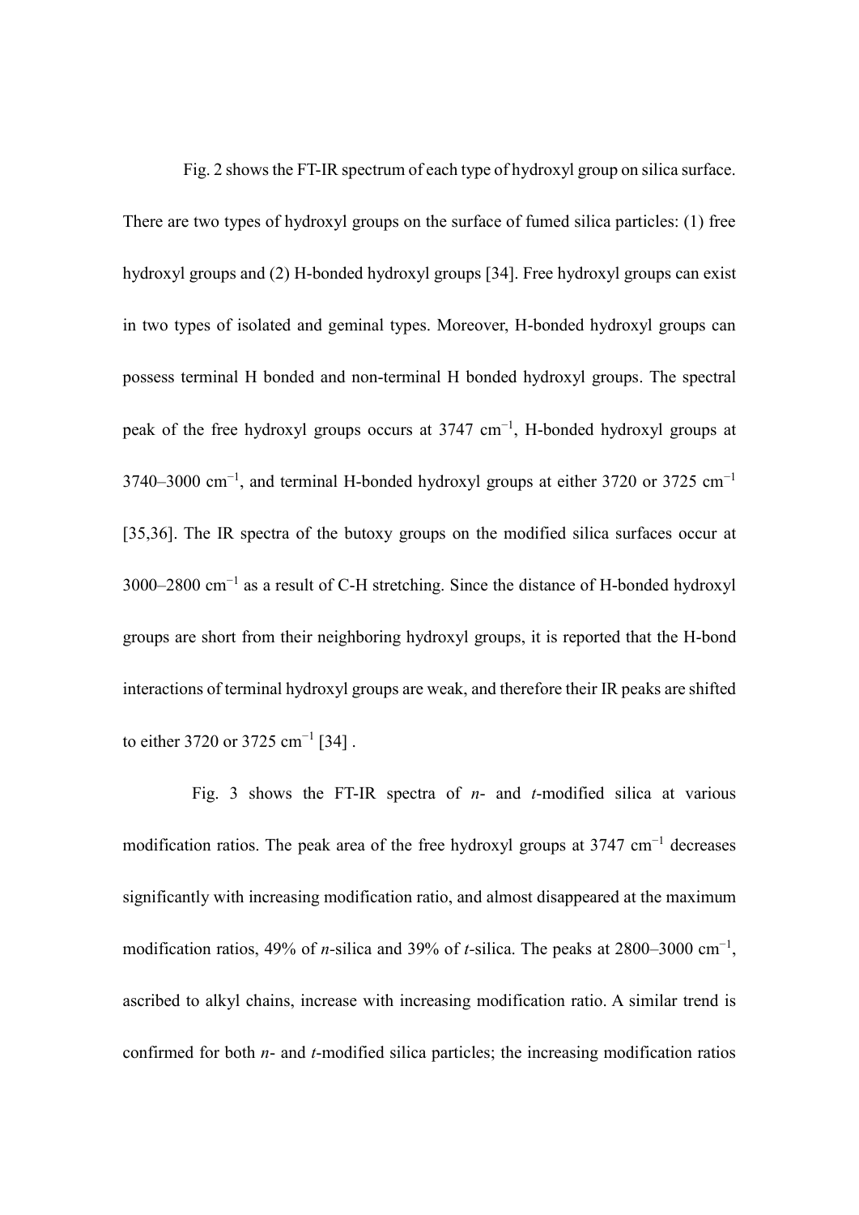Fig. 2 shows the FT-IR spectrum of each type of hydroxyl group on silica surface. There are two types of hydroxyl groups on the surface of fumed silica particles: (1) free hydroxyl groups and (2) H-bonded hydroxyl groups [34]. Free hydroxyl groups can exist in two types of isolated and geminal types. Moreover, H-bonded hydroxyl groups can possess terminal H bonded and non-terminal H bonded hydroxyl groups. The spectral peak of the free hydroxyl groups occurs at 3747 cm$^{-1}$, H-bonded hydroxyl groups at 3740–3000 cm$^{-1}$, and terminal H-bonded hydroxyl groups at either 3720 or 3725 cm$^{-1}$ [35,36]. The IR spectra of the butoxy groups on the modified silica surfaces occur at 3000–2800 cm$^{-1}$ as a result of C-H stretching. Since the distance of H-bonded hydroxyl groups are short from their neighboring hydroxyl groups, it is reported that the H-bond interactions of terminal hydroxyl groups are weak, and therefore their IR peaks are shifted to either 3720 or 3725 cm$^{-1}$ [34] .

Fig. 3 shows the FT-IR spectra of *n*- and *t*-modified silica at various modification ratios. The peak area of the free hydroxyl groups at 3747 cm$^{-1}$ decreases significantly with increasing modification ratio, and almost disappeared at the maximum modification ratios, 49% of *n*-silica and 39% of *t*-silica. The peaks at 2800–3000 cm$^{-1}$, ascribed to alkyl chains, increase with increasing modification ratio. A similar trend is confirmed for both *n*- and *t*-modified silica particles; the increasing modification ratios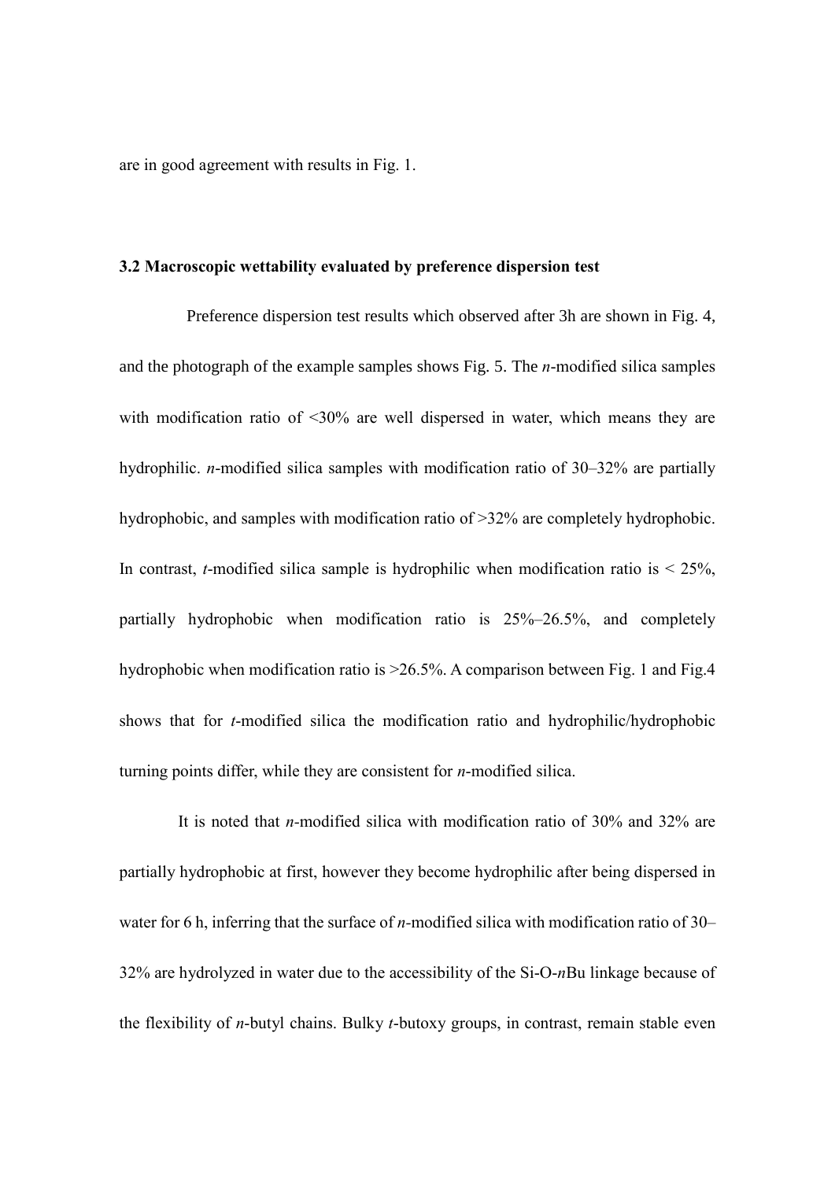are in good agreement with results in Fig. 1.

### 3.2 Macroscopic wettability evaluated by preference dispersion test

Preference dispersion test results which observed after 3h are shown in Fig. 4, and the photograph of the example samples shows Fig. 5. The *n*-modified silica samples with modification ratio of <30% are well dispersed in water, which means they are hydrophilic. *n*-modified silica samples with modification ratio of 30–32% are partially hydrophobic, and samples with modification ratio of >32% are completely hydrophobic. In contrast, *t*-modified silica sample is hydrophilic when modification ratio is < 25%, partially hydrophobic when modification ratio is 25%–26.5%, and completely hydrophobic when modification ratio is >26.5%. A comparison between Fig. 1 and Fig.4 shows that for *t*-modified silica the modification ratio and hydrophilic/hydrophobic turning points differ, while they are consistent for *n*-modified silica.

It is noted that *n*-modified silica with modification ratio of 30% and 32% are partially hydrophobic at first, however they become hydrophilic after being dispersed in water for 6 h, inferring that the surface of *n*-modified silica with modification ratio of 30–32% are hydrolyzed in water due to the accessibility of the Si-O-*n*Bu linkage because of the flexibility of *n*-butyl chains. Bulky *t*-butoxy groups, in contrast, remain stable even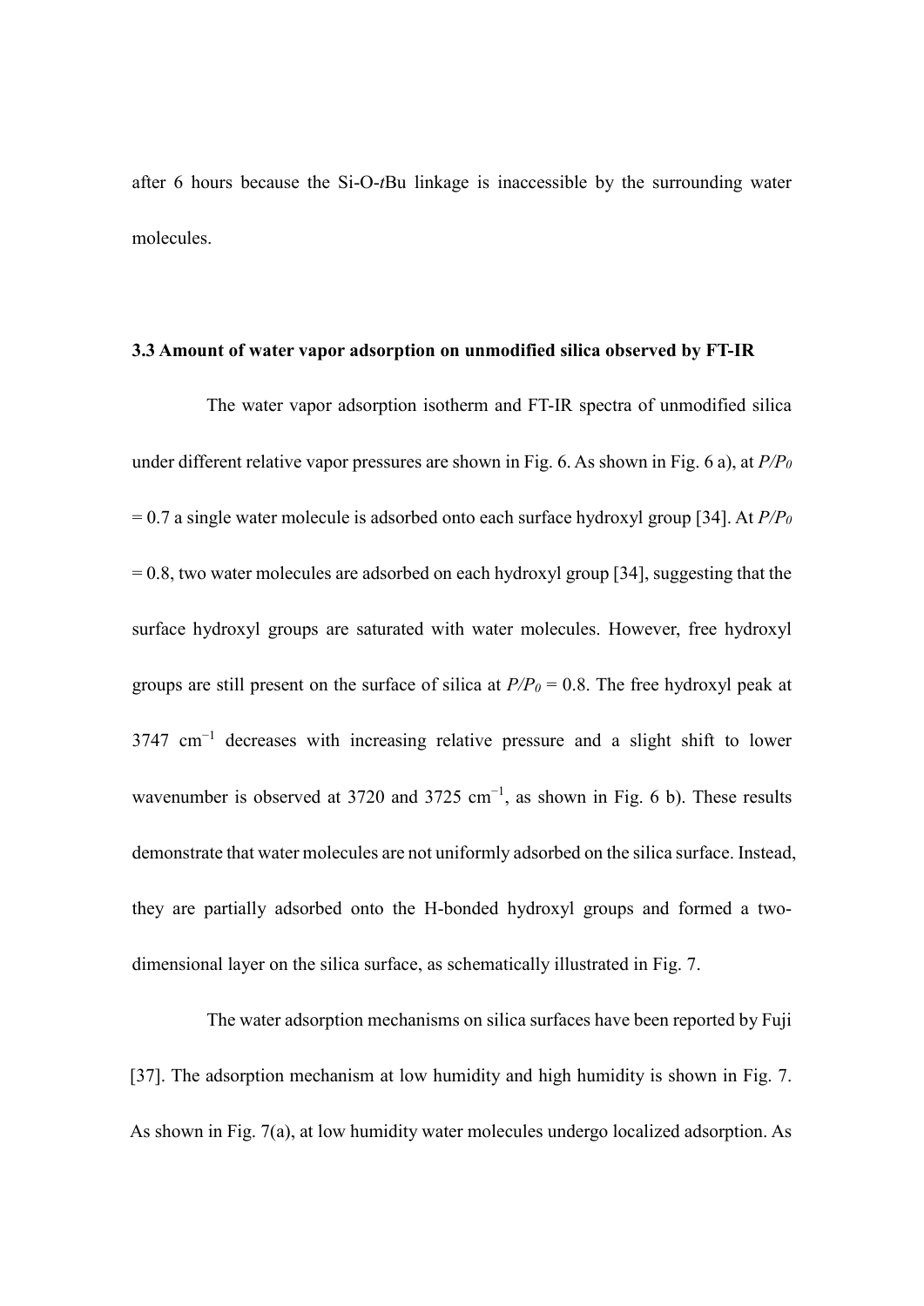after 6 hours because the Si-O-*t*Bu linkage is inaccessible by the surrounding water molecules.

### 3.3 Amount of water vapor adsorption on unmodified silica observed by FT-IR

The water vapor adsorption isotherm and FT-IR spectra of unmodified silica under different relative vapor pressures are shown in Fig. 6. As shown in Fig. 6 a), at $P/P_0$ = 0.7 a single water molecule is adsorbed onto each surface hydroxyl group [34]. At $P/P_0$ = 0.8, two water molecules are adsorbed on each hydroxyl group [34], suggesting that the surface hydroxyl groups are saturated with water molecules. However, free hydroxyl groups are still present on the surface of silica at $P/P_0$ = 0.8. The free hydroxyl peak at 3747 $cm^{-1}$ decreases with increasing relative pressure and a slight shift to lower wavenumber is observed at 3720 and 3725 $cm^{-1}$, as shown in Fig. 6 b). These results demonstrate that water molecules are not uniformly adsorbed on the silica surface. Instead, they are partially adsorbed onto the H-bonded hydroxyl groups and formed a two-dimensional layer on the silica surface, as schematically illustrated in Fig. 7.

The water adsorption mechanisms on silica surfaces have been reported by Fuji [37]. The adsorption mechanism at low humidity and high humidity is shown in Fig. 7. As shown in Fig. 7(a), at low humidity water molecules undergo localized adsorption. As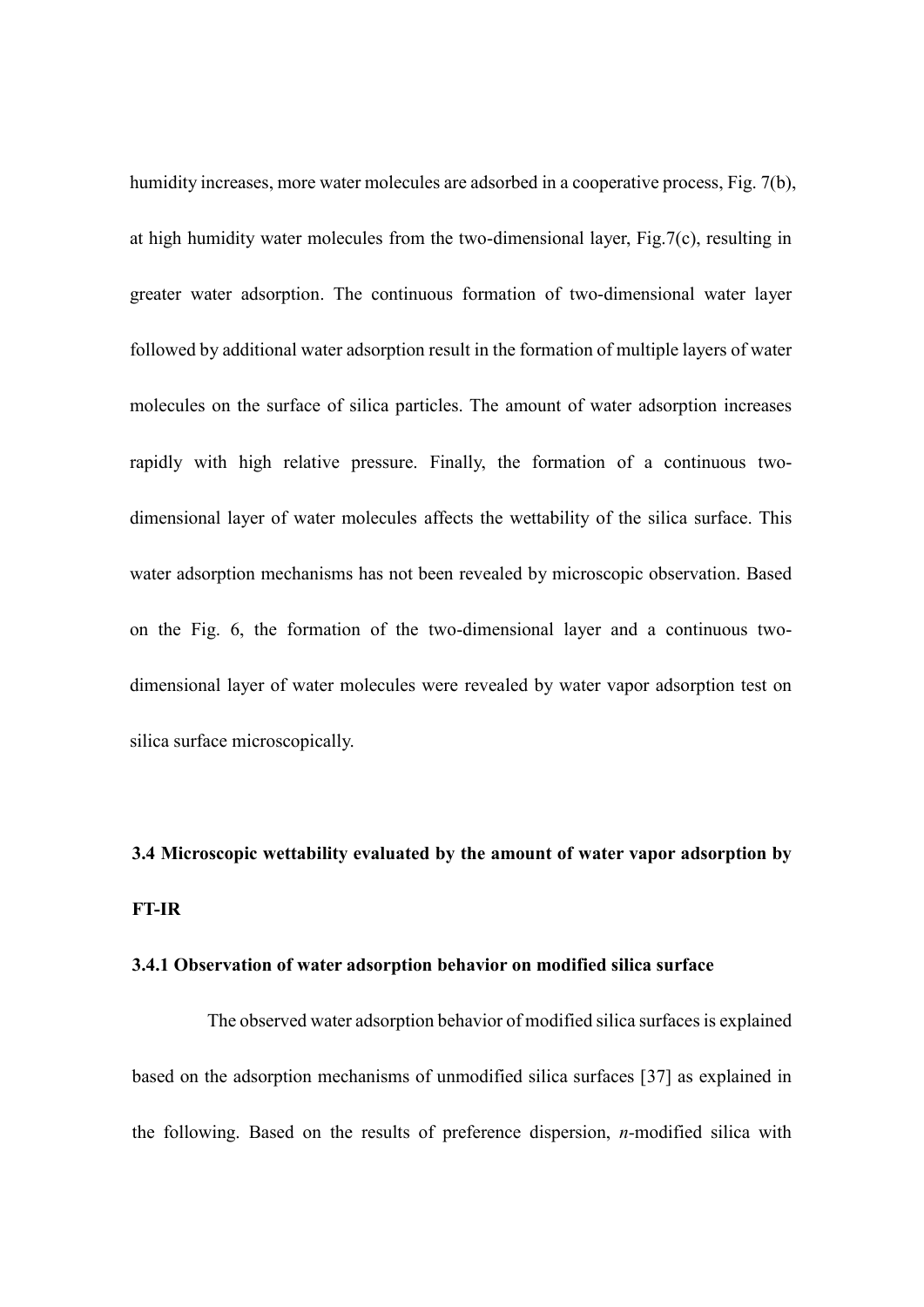humidity increases, more water molecules are adsorbed in a cooperative process, Fig. 7(b), at high humidity water molecules from the two-dimensional layer, Fig.7(c), resulting in greater water adsorption. The continuous formation of two-dimensional water layer followed by additional water adsorption result in the formation of multiple layers of water molecules on the surface of silica particles. The amount of water adsorption increases rapidly with high relative pressure. Finally, the formation of a continuous two-dimensional layer of water molecules affects the wettability of the silica surface. This water adsorption mechanisms has not been revealed by microscopic observation. Based on the Fig. 6, the formation of the two-dimensional layer and a continuous two-dimensional layer of water molecules were revealed by water vapor adsorption test on silica surface microscopically.

## 3.4 Microscopic wettability evaluated by the amount of water vapor adsorption by FT-IR

### 3.4.1 Observation of water adsorption behavior on modified silica surface

The observed water adsorption behavior of modified silica surfaces is explained based on the adsorption mechanisms of unmodified silica surfaces [37] as explained in the following. Based on the results of preference dispersion, *n*-modified silica with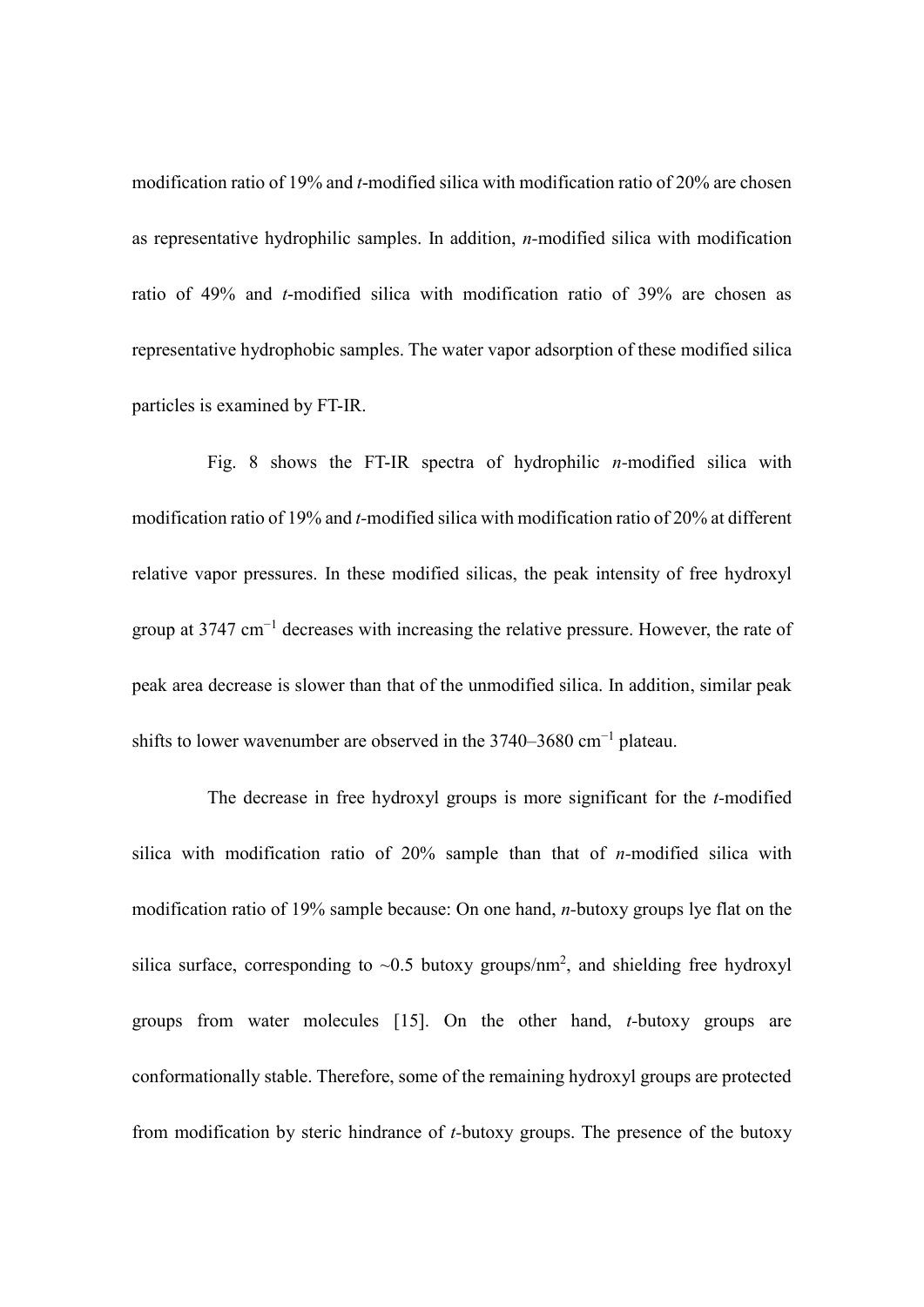modification ratio of 19% and *t*-modified silica with modification ratio of 20% are chosen as representative hydrophilic samples. In addition, *n*-modified silica with modification ratio of 49% and *t*-modified silica with modification ratio of 39% are chosen as representative hydrophobic samples. The water vapor adsorption of these modified silica particles is examined by FT-IR.

Fig. 8 shows the FT-IR spectra of hydrophilic *n*-modified silica with modification ratio of 19% and *t*-modified silica with modification ratio of 20% at different relative vapor pressures. In these modified silicas, the peak intensity of free hydroxyl group at 3747 $cm^{-1}$ decreases with increasing the relative pressure. However, the rate of peak area decrease is slower than that of the unmodified silica. In addition, similar peak shifts to lower wavenumber are observed in the 3740–3680 $cm^{-1}$ plateau.

The decrease in free hydroxyl groups is more significant for the *t*-modified silica with modification ratio of 20% sample than that of *n*-modified silica with modification ratio of 19% sample because: On one hand, *n*-butoxy groups lye flat on the silica surface, corresponding to ~0.5 butoxy groups/$nm^2$, and shielding free hydroxyl groups from water molecules [15]. On the other hand, *t*-butoxy groups are conformationally stable. Therefore, some of the remaining hydroxyl groups are protected from modification by steric hindrance of *t*-butoxy groups. The presence of the butoxy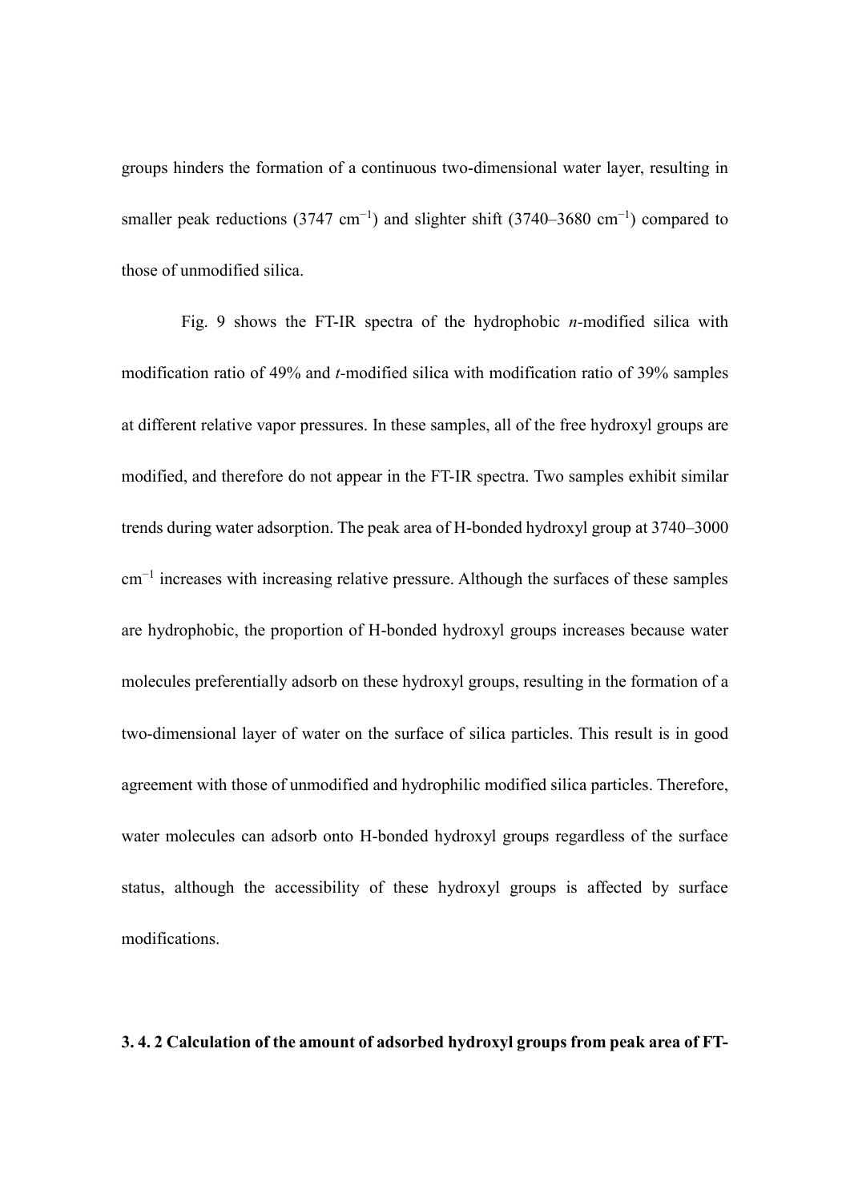groups hinders the formation of a continuous two-dimensional water layer, resulting in smaller peak reductions (3747 $cm^{-1}$) and slighter shift (3740–3680 $cm^{-1}$) compared to those of unmodified silica.

Fig. 9 shows the FT-IR spectra of the hydrophobic *n*-modified silica with modification ratio of 49% and *t*-modified silica with modification ratio of 39% samples at different relative vapor pressures. In these samples, all of the free hydroxyl groups are modified, and therefore do not appear in the FT-IR spectra. Two samples exhibit similar trends during water adsorption. The peak area of H-bonded hydroxyl group at 3740–3000 $cm^{-1}$ increases with increasing relative pressure. Although the surfaces of these samples are hydrophobic, the proportion of H-bonded hydroxyl groups increases because water molecules preferentially adsorb on these hydroxyl groups, resulting in the formation of a two-dimensional layer of water on the surface of silica particles. This result is in good agreement with those of unmodified and hydrophilic modified silica particles. Therefore, water molecules can adsorb onto H-bonded hydroxyl groups regardless of the surface status, although the accessibility of these hydroxyl groups is affected by surface modifications.

**3. 4. 2 Calculation of the amount of adsorbed hydroxyl groups from peak area of FT-**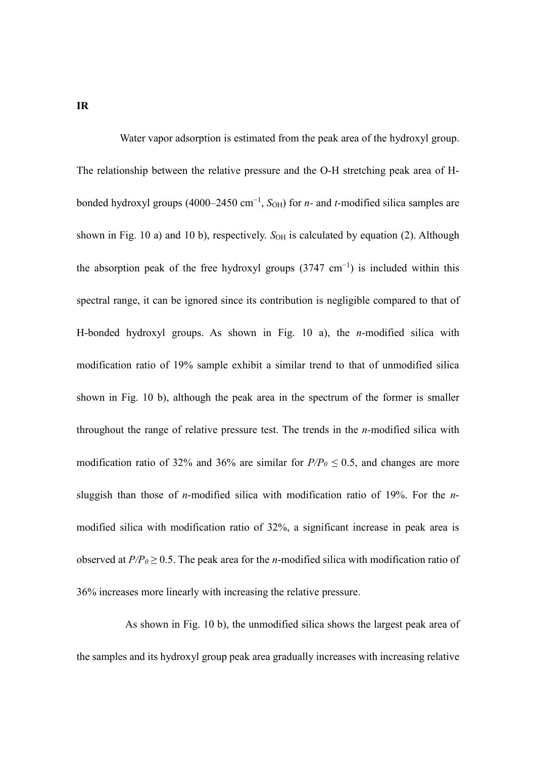**IR**

Water vapor adsorption is estimated from the peak area of the hydroxyl group. The relationship between the relative pressure and the O-H stretching peak area of H-bonded hydroxyl groups (4000–2450 cm$^{-1}$, $S_{OH}$) for *n*- and *t*-modified silica samples are shown in Fig. 10 a) and 10 b), respectively. $S_{OH}$ is calculated by equation (2). Although the absorption peak of the free hydroxyl groups (3747 cm$^{-1}$) is included within this spectral range, it can be ignored since its contribution is negligible compared to that of H-bonded hydroxyl groups. As shown in Fig. 10 a), the *n*-modified silica with modification ratio of 19% sample exhibit a similar trend to that of unmodified silica shown in Fig. 10 b), although the peak area in the spectrum of the former is smaller throughout the range of relative pressure test. The trends in the *n*-modified silica with modification ratio of 32% and 36% are similar for $P/P_0 \leq 0.5$, and changes are more sluggish than those of *n*-modified silica with modification ratio of 19%. For the *n*-modified silica with modification ratio of 32%, a significant increase in peak area is observed at $P/P_0 \geq 0.5$. The peak area for the *n*-modified silica with modification ratio of 36% increases more linearly with increasing the relative pressure.

As shown in Fig. 10 b), the unmodified silica shows the largest peak area of the samples and its hydroxyl group peak area gradually increases with increasing relative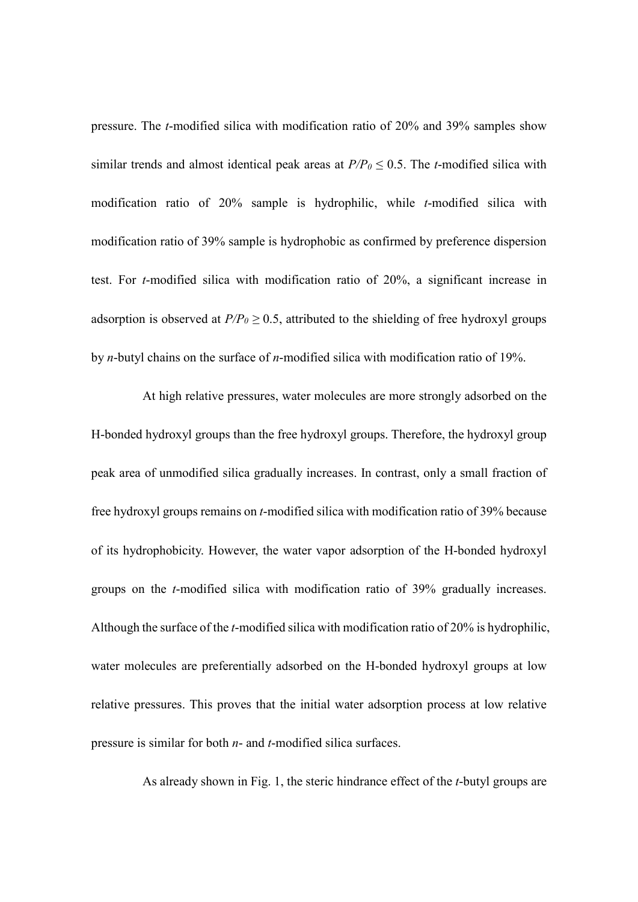pressure. The *t*-modified silica with modification ratio of 20% and 39% samples show similar trends and almost identical peak areas at $P/P_0 \leq 0.5$. The *t*-modified silica with modification ratio of 20% sample is hydrophilic, while *t*-modified silica with modification ratio of 39% sample is hydrophobic as confirmed by preference dispersion test. For *t*-modified silica with modification ratio of 20%, a significant increase in adsorption is observed at $P/P_0 \geq 0.5$, attributed to the shielding of free hydroxyl groups by *n*-butyl chains on the surface of *n*-modified silica with modification ratio of 19%.

At high relative pressures, water molecules are more strongly adsorbed on the H-bonded hydroxyl groups than the free hydroxyl groups. Therefore, the hydroxyl group peak area of unmodified silica gradually increases. In contrast, only a small fraction of free hydroxyl groups remains on *t*-modified silica with modification ratio of 39% because of its hydrophobicity. However, the water vapor adsorption of the H-bonded hydroxyl groups on the *t*-modified silica with modification ratio of 39% gradually increases. Although the surface of the *t*-modified silica with modification ratio of 20% is hydrophilic, water molecules are preferentially adsorbed on the H-bonded hydroxyl groups at low relative pressures. This proves that the initial water adsorption process at low relative pressure is similar for both *n*- and *t*-modified silica surfaces.

As already shown in Fig. 1, the steric hindrance effect of the *t*-butyl groups are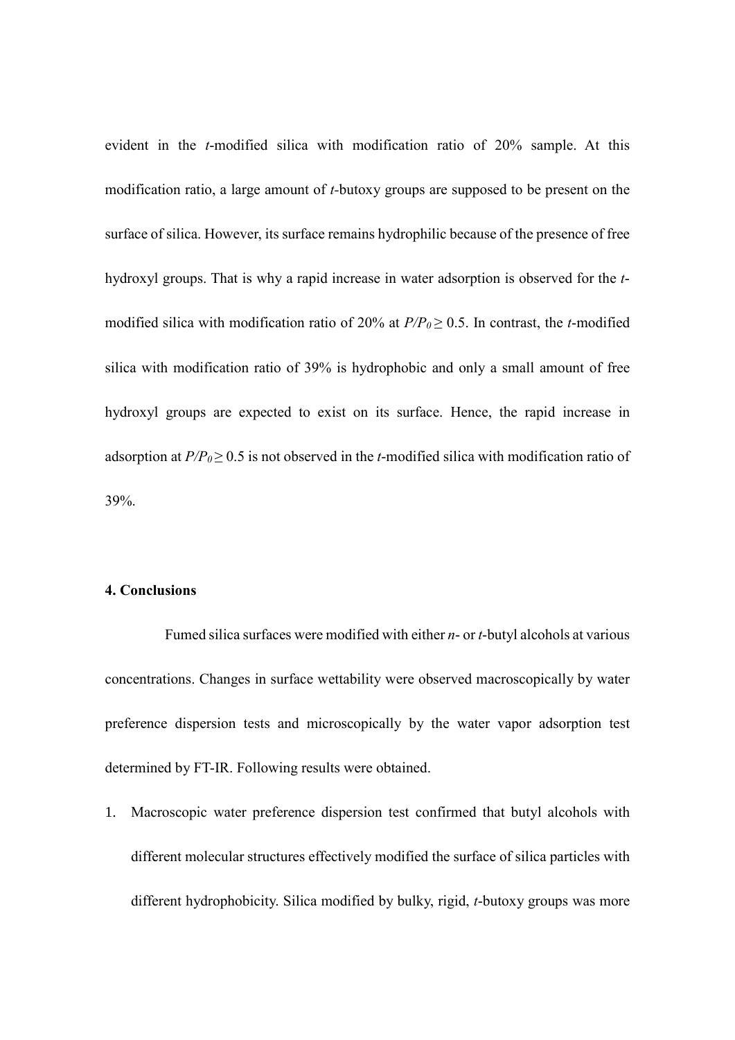evident in the *t*-modified silica with modification ratio of 20% sample. At this modification ratio, a large amount of *t*-butoxy groups are supposed to be present on the surface of silica. However, its surface remains hydrophilic because of the presence of free hydroxyl groups. That is why a rapid increase in water adsorption is observed for the *t*-modified silica with modification ratio of 20% at $P/P_0 \geq 0.5$. In contrast, the *t*-modified silica with modification ratio of 39% is hydrophobic and only a small amount of free hydroxyl groups are expected to exist on its surface. Hence, the rapid increase in adsorption at $P/P_0 \geq 0.5$ is not observed in the *t*-modified silica with modification ratio of 39%.

## 4. Conclusions

Fumed silica surfaces were modified with either *n*- or *t*-butyl alcohols at various concentrations. Changes in surface wettability were observed macroscopically by water preference dispersion tests and microscopically by the water vapor adsorption test determined by FT-IR. Following results were obtained.

1. Macroscopic water preference dispersion test confirmed that butyl alcohols with different molecular structures effectively modified the surface of silica particles with different hydrophobicity. Silica modified by bulky, rigid, *t*-butoxy groups was more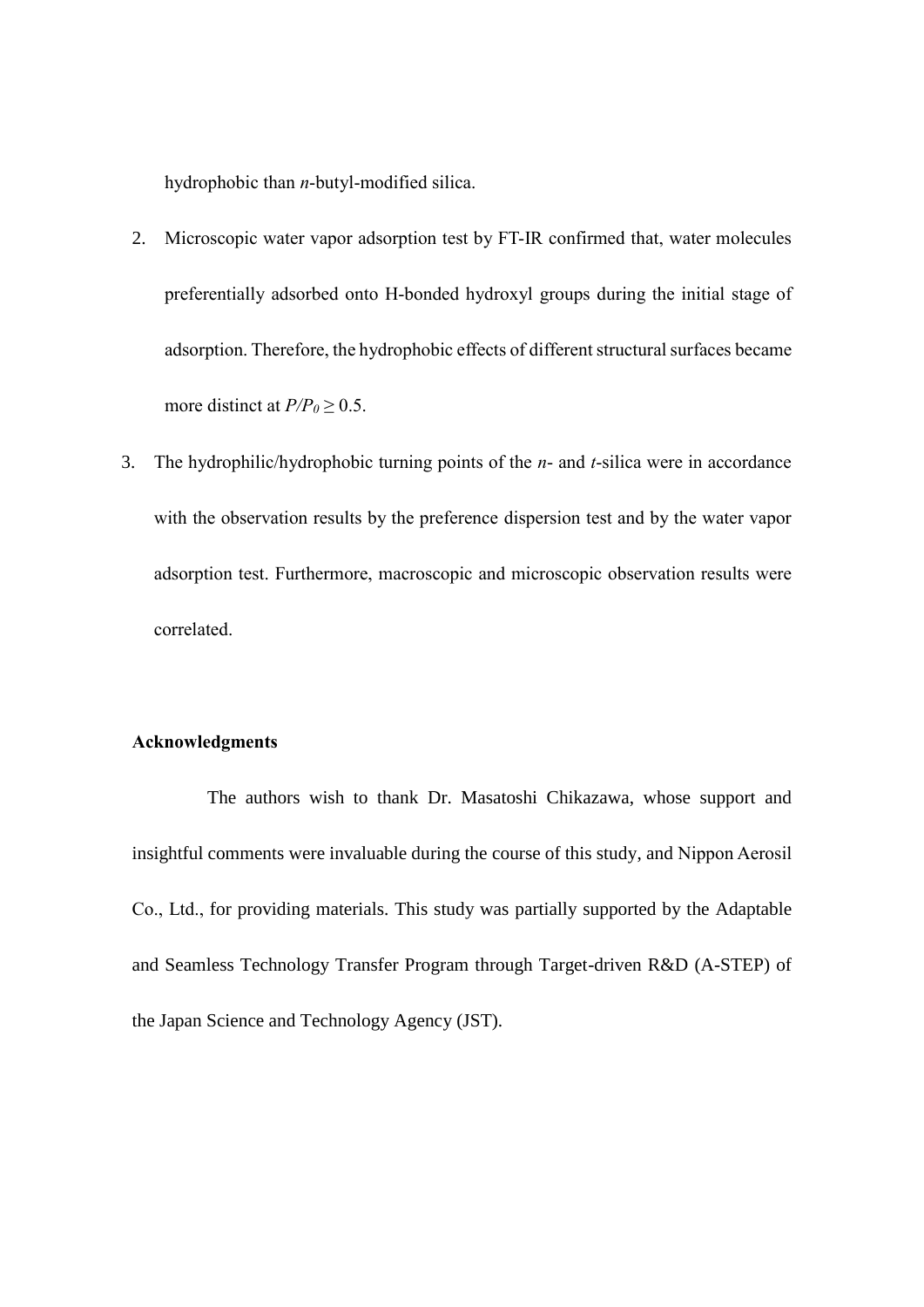hydrophobic than *n*-butyl-modified silica.

2. Microscopic water vapor adsorption test by FT-IR confirmed that, water molecules preferentially adsorbed onto H-bonded hydroxyl groups during the initial stage of adsorption. Therefore, the hydrophobic effects of different structural surfaces became more distinct at $P/P_0 \geq 0.5$.

3. The hydrophilic/hydrophobic turning points of the *n*- and *t*-silica were in accordance with the observation results by the preference dispersion test and by the water vapor adsorption test. Furthermore, macroscopic and microscopic observation results were correlated.

**Acknowledgments**

The authors wish to thank Dr. Masatoshi Chikazawa, whose support and insightful comments were invaluable during the course of this study, and Nippon Aerosil Co., Ltd., for providing materials. This study was partially supported by the Adaptable and Seamless Technology Transfer Program through Target-driven R&D (A-STEP) of the Japan Science and Technology Agency (JST).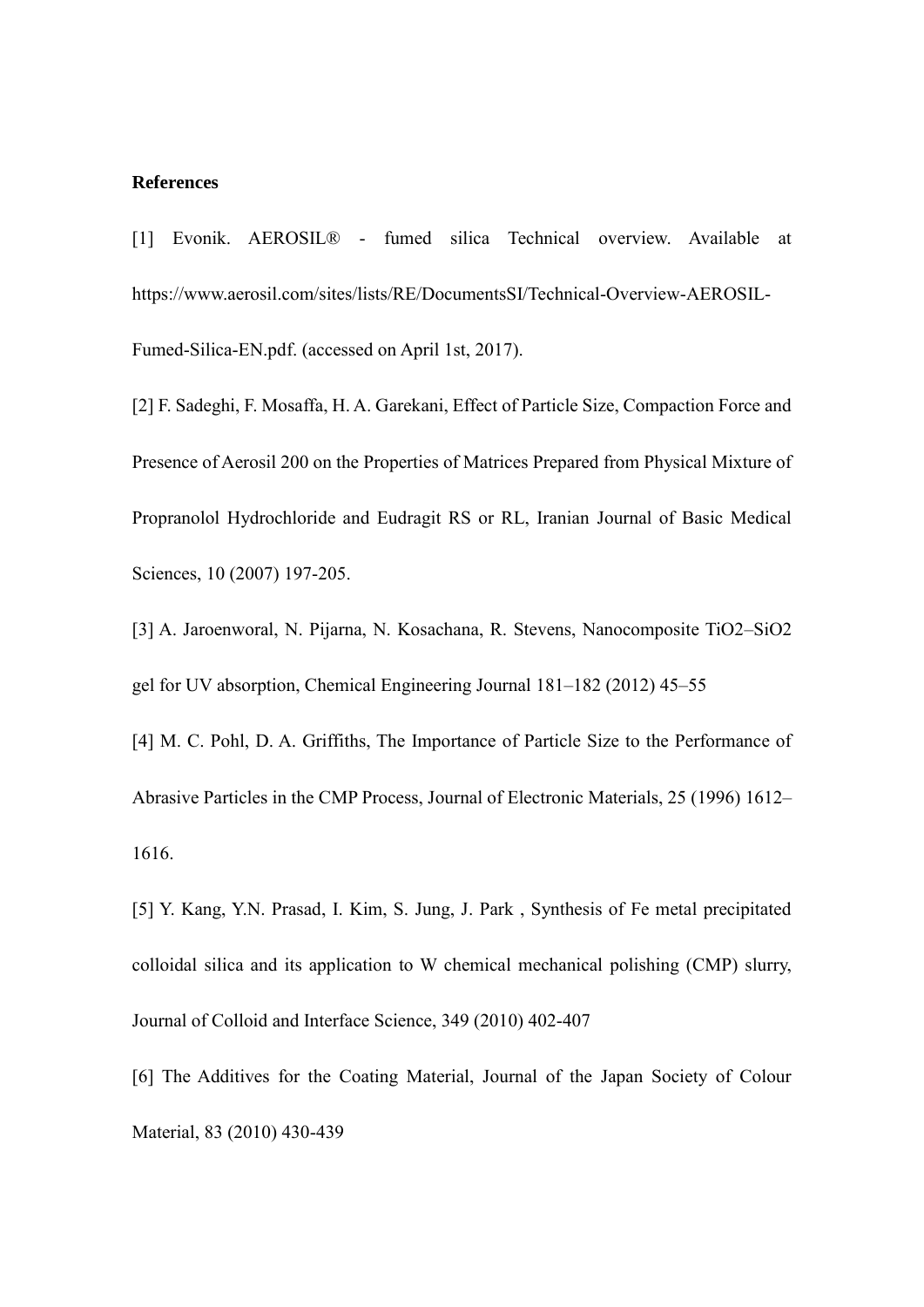**References**

[1] Evonik. AEROSIL® - fumed silica Technical overview. Available at https://www.aerosil.com/sites/lists/RE/DocumentsSI/Technical-Overview-AEROSIL-Fumed-Silica-EN.pdf. (accessed on April 1st, 2017).

[2] F. Sadeghi, F. Mosaffa, H. A. Garekani, Effect of Particle Size, Compaction Force and Presence of Aerosil 200 on the Properties of Matrices Prepared from Physical Mixture of Propranolol Hydrochloride and Eudragit RS or RL, Iranian Journal of Basic Medical Sciences, 10 (2007) 197-205.

[3] A. Jaroenworal, N. Pijarna, N. Kosachana, R. Stevens, Nanocomposite $TiO_2$–$SiO_2$ gel for UV absorption, Chemical Engineering Journal 181–182 (2012) 45–55

[4] M. C. Pohl, D. A. Griffiths, The Importance of Particle Size to the Performance of Abrasive Particles in the CMP Process, Journal of Electronic Materials, 25 (1996) 1612–1616.

[5] Y. Kang, Y.N. Prasad, I. Kim, S. Jung, J. Park , Synthesis of Fe metal precipitated colloidal silica and its application to W chemical mechanical polishing (CMP) slurry, Journal of Colloid and Interface Science, 349 (2010) 402-407

[6] The Additives for the Coating Material, Journal of the Japan Society of Colour Material, 83 (2010) 430-439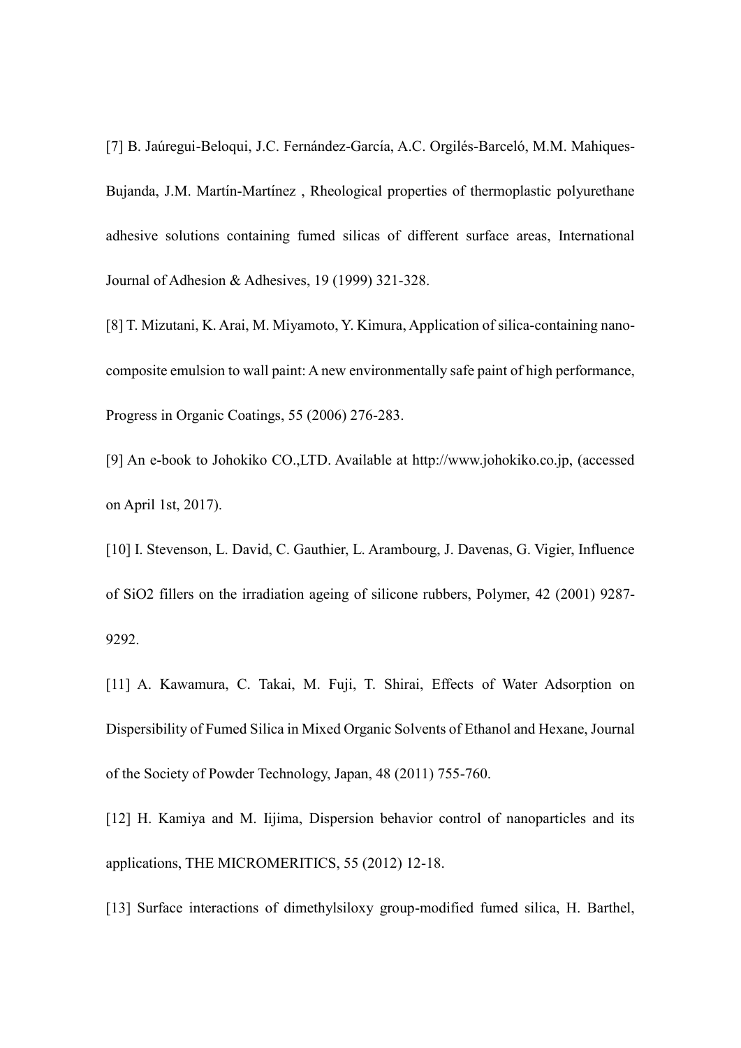[7] B. Jaúregui-Beloqui, J.C. Fernández-García, A.C. Orgilés-Barceló, M.M. Mahiques-Bujanda, J.M. Martín-Martínez , Rheological properties of thermoplastic polyurethane adhesive solutions containing fumed silicas of different surface areas, International Journal of Adhesion & Adhesives, 19 (1999) 321-328.

[8] T. Mizutani, K. Arai, M. Miyamoto, Y. Kimura, Application of silica-containing nano-composite emulsion to wall paint: A new environmentally safe paint of high performance, Progress in Organic Coatings, 55 (2006) 276-283.

[9] An e-book to Johokiko CO.,LTD. Available at http://www.johokiko.co.jp, (accessed on April 1st, 2017).

[10] I. Stevenson, L. David, C. Gauthier, L. Arambourg, J. Davenas, G. Vigier, Influence of SiO2 fillers on the irradiation ageing of silicone rubbers, Polymer, 42 (2001) 9287-9292.

[11] A. Kawamura, C. Takai, M. Fuji, T. Shirai, Effects of Water Adsorption on Dispersibility of Fumed Silica in Mixed Organic Solvents of Ethanol and Hexane, Journal of the Society of Powder Technology, Japan, 48 (2011) 755-760.

[12] H. Kamiya and M. Iijima, Dispersion behavior control of nanoparticles and its applications, THE MICROMERITICS, 55 (2012) 12-18.

[13] Surface interactions of dimethylsiloxy group-modified fumed silica, H. Barthel,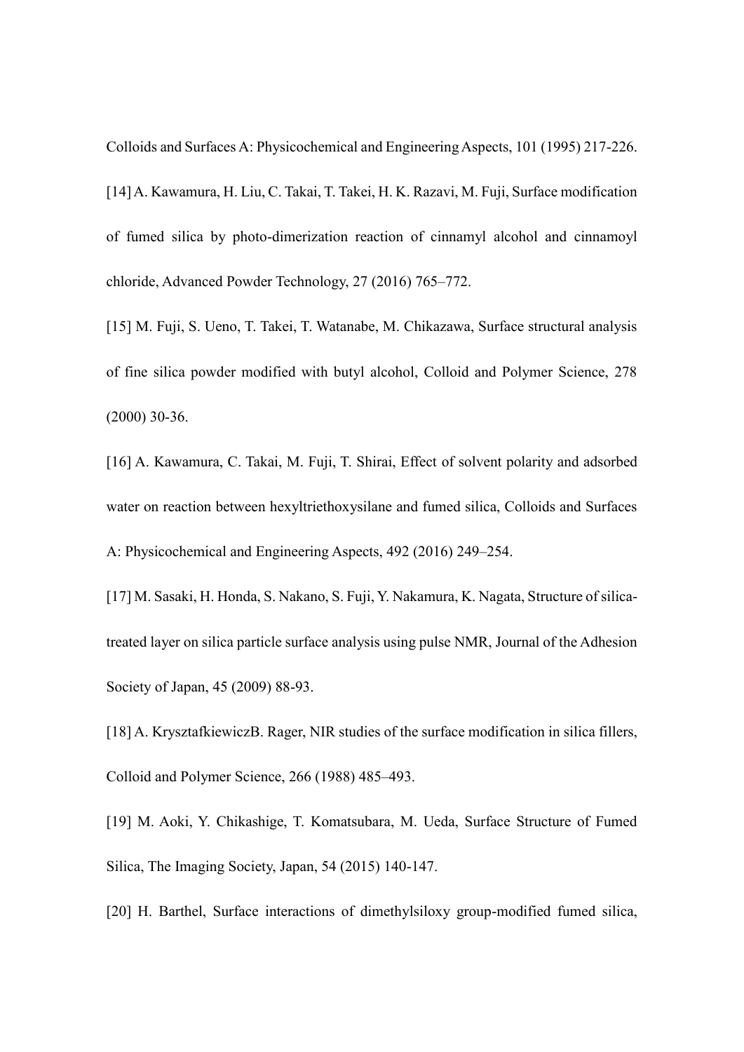Colloids and Surfaces A: Physicochemical and Engineering Aspects, 101 (1995) 217-226.

[14] A. Kawamura, H. Liu, C. Takai, T. Takei, H. K. Razavi, M. Fuji, Surface modification of fumed silica by photo-dimerization reaction of cinnamyl alcohol and cinnamoyl chloride, Advanced Powder Technology, 27 (2016) 765–772.

[15] M. Fuji, S. Ueno, T. Takei, T. Watanabe, M. Chikazawa, Surface structural analysis of fine silica powder modified with butyl alcohol, Colloid and Polymer Science, 278 (2000) 30-36.

[16] A. Kawamura, C. Takai, M. Fuji, T. Shirai, Effect of solvent polarity and adsorbed water on reaction between hexyltriethoxysilane and fumed silica, Colloids and Surfaces A: Physicochemical and Engineering Aspects, 492 (2016) 249–254.

[17] M. Sasaki, H. Honda, S. Nakano, S. Fuji, Y. Nakamura, K. Nagata, Structure of silica-treated layer on silica particle surface analysis using pulse NMR, Journal of the Adhesion Society of Japan, 45 (2009) 88-93.

[18] A. KrysztafkiewiczB. Rager, NIR studies of the surface modification in silica fillers, Colloid and Polymer Science, 266 (1988) 485–493.

[19] M. Aoki, Y. Chikashige, T. Komatsubara, M. Ueda, Surface Structure of Fumed Silica, The Imaging Society, Japan, 54 (2015) 140-147.

[20] H. Barthel, Surface interactions of dimethylsiloxy group-modified fumed silica,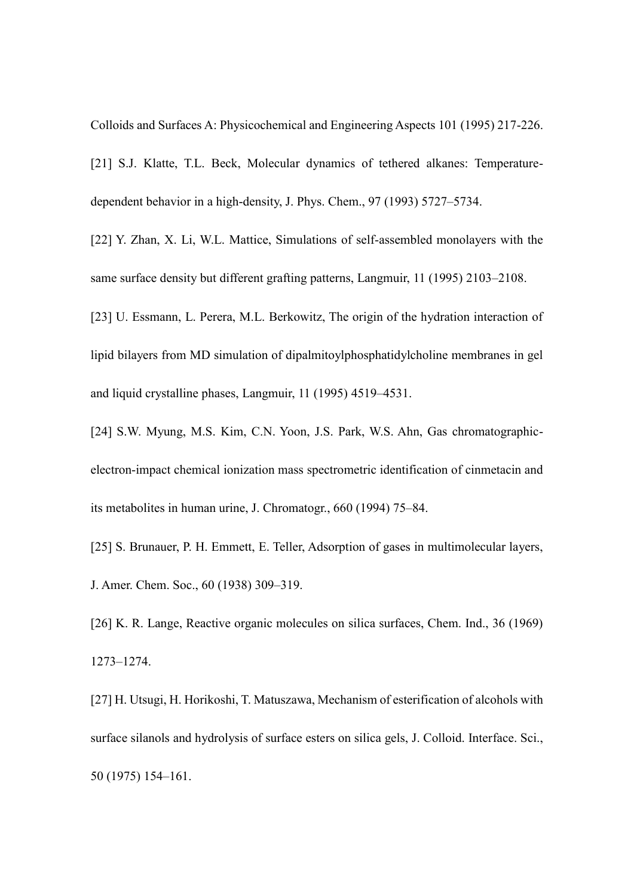Colloids and Surfaces A: Physicochemical and Engineering Aspects 101 (1995) 217-226.

[21] S.J. Klatte, T.L. Beck, Molecular dynamics of tethered alkanes: Temperature-dependent behavior in a high-density, J. Phys. Chem., 97 (1993) 5727–5734.

[22] Y. Zhan, X. Li, W.L. Mattice, Simulations of self-assembled monolayers with the same surface density but different grafting patterns, Langmuir, 11 (1995) 2103–2108.

[23] U. Essmann, L. Perera, M.L. Berkowitz, The origin of the hydration interaction of lipid bilayers from MD simulation of dipalmitoylphosphatidylcholine membranes in gel and liquid crystalline phases, Langmuir, 11 (1995) 4519–4531.

[24] S.W. Myung, M.S. Kim, C.N. Yoon, J.S. Park, W.S. Ahn, Gas chromatographic-electron-impact chemical ionization mass spectrometric identification of cinmetacin and its metabolites in human urine, J. Chromatogr., 660 (1994) 75–84.

[25] S. Brunauer, P. H. Emmett, E. Teller, Adsorption of gases in multimolecular layers, J. Amer. Chem. Soc., 60 (1938) 309–319.

[26] K. R. Lange, Reactive organic molecules on silica surfaces, Chem. Ind., 36 (1969) 1273–1274.

[27] H. Utsugi, H. Horikoshi, T. Matuszawa, Mechanism of esterification of alcohols with surface silanols and hydrolysis of surface esters on silica gels, J. Colloid. Interface. Sci., 50 (1975) 154–161.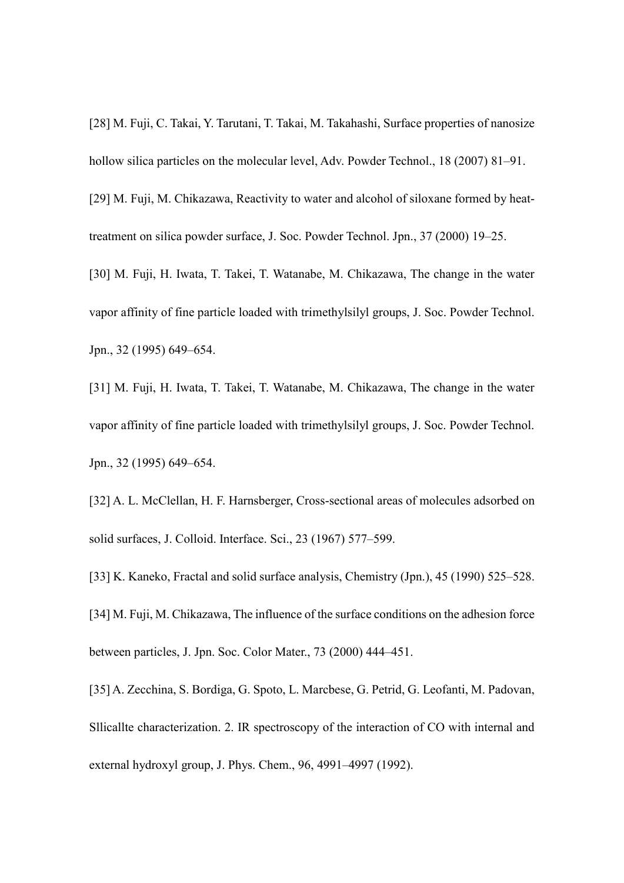[28] M. Fuji, C. Takai, Y. Tarutani, T. Takai, M. Takahashi, Surface properties of nanosize hollow silica particles on the molecular level, Adv. Powder Technol., 18 (2007) 81–91.

[29] M. Fuji, M. Chikazawa, Reactivity to water and alcohol of siloxane formed by heat-treatment on silica powder surface, J. Soc. Powder Technol. Jpn., 37 (2000) 19–25.

[30] M. Fuji, H. Iwata, T. Takei, T. Watanabe, M. Chikazawa, The change in the water vapor affinity of fine particle loaded with trimethylsilyl groups, J. Soc. Powder Technol. Jpn., 32 (1995) 649–654.

[31] M. Fuji, H. Iwata, T. Takei, T. Watanabe, M. Chikazawa, The change in the water vapor affinity of fine particle loaded with trimethylsilyl groups, J. Soc. Powder Technol. Jpn., 32 (1995) 649–654.

[32] A. L. McClellan, H. F. Harnsberger, Cross-sectional areas of molecules adsorbed on solid surfaces, J. Colloid. Interface. Sci., 23 (1967) 577–599.

[33] K. Kaneko, Fractal and solid surface analysis, Chemistry (Jpn.), 45 (1990) 525–528.

[34] M. Fuji, M. Chikazawa, The influence of the surface conditions on the adhesion force between particles, J. Jpn. Soc. Color Mater., 73 (2000) 444–451.

[35] A. Zecchina, S. Bordiga, G. Spoto, L. Marcbese, G. Petrid, G. Leofanti, M. Padovan, Sllicallte characterization. 2. IR spectroscopy of the interaction of CO with internal and external hydroxyl group, J. Phys. Chem., 96, 4991–4997 (1992).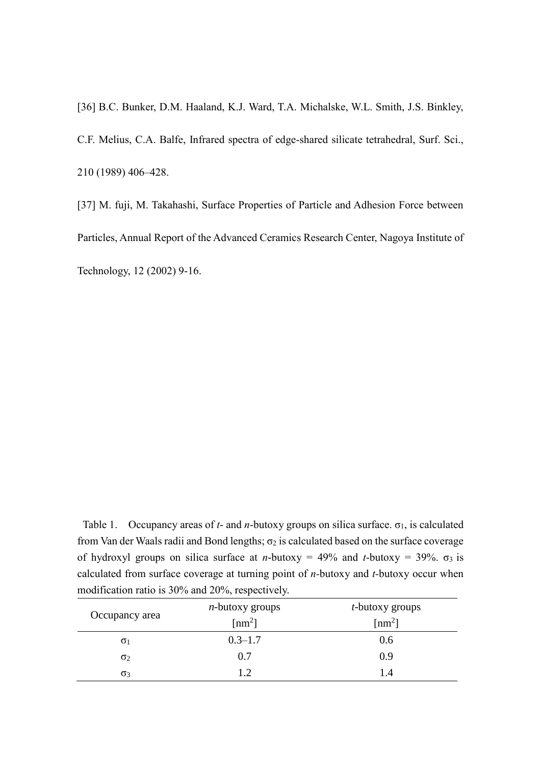[36] B.C. Bunker, D.M. Haaland, K.J. Ward, T.A. Michalske, W.L. Smith, J.S. Binkley, C.F. Melius, C.A. Balfe, Infrared spectra of edge-shared silicate tetrahedral, Surf. Sci., 210 (1989) 406–428.

[37] M. fuji, M. Takahashi, Surface Properties of Particle and Adhesion Force between Particles, Annual Report of the Advanced Ceramics Research Center, Nagoya Institute of Technology, 12 (2002) 9-16.

Table 1. Occupancy areas of *t*- and *n*-butoxy groups on silica surface. $\sigma_1$, is calculated from Van der Waals radii and Bond lengths; $\sigma_2$ is calculated based on the surface coverage of hydroxyl groups on silica surface at *n*-butoxy = 49% and *t*-butoxy = 39%. $\sigma_3$ is calculated from surface coverage at turning point of *n*-butoxy and *t*-butoxy occur when modification ratio is 30% and 20%, respectively.

| Occupancy area | *n*-butoxy groups [$nm^2$] | *t*-butoxy groups [$nm^2$] |
|---|---|---|
| $\sigma_1$ | 0.3–1.7 | 0.6 |
| $\sigma_2$ | 0.7 | 0.9 |
| $\sigma_3$ | 1.2 | 1.4 |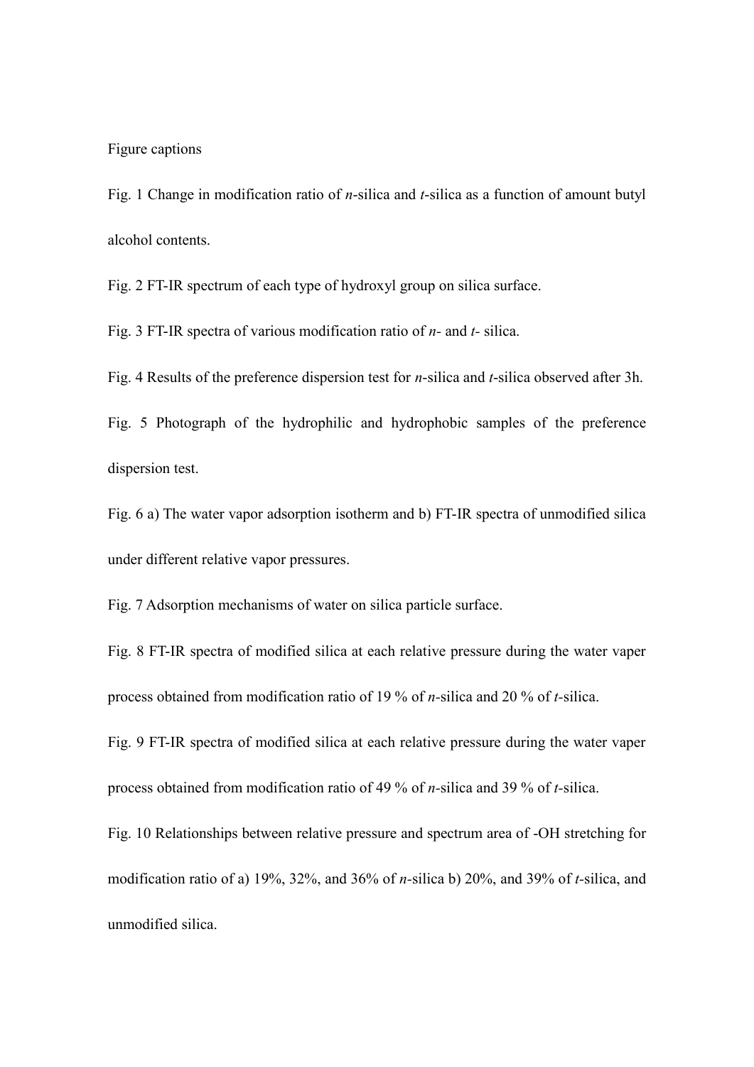Figure captions

Fig. 1 Change in modification ratio of *n*-silica and *t*-silica as a function of amount butyl alcohol contents.

Fig. 2 FT-IR spectrum of each type of hydroxyl group on silica surface.

Fig. 3 FT-IR spectra of various modification ratio of *n*- and *t*- silica.

Fig. 4 Results of the preference dispersion test for *n*-silica and *t*-silica observed after 3h.

Fig. 5 Photograph of the hydrophilic and hydrophobic samples of the preference dispersion test.

Fig. 6 a) The water vapor adsorption isotherm and b) FT-IR spectra of unmodified silica under different relative vapor pressures.

Fig. 7 Adsorption mechanisms of water on silica particle surface.

Fig. 8 FT-IR spectra of modified silica at each relative pressure during the water vaper process obtained from modification ratio of 19 % of *n*-silica and 20 % of *t*-silica.

Fig. 9 FT-IR spectra of modified silica at each relative pressure during the water vaper process obtained from modification ratio of 49 % of *n*-silica and 39 % of *t*-silica.

Fig. 10 Relationships between relative pressure and spectrum area of -OH stretching for modification ratio of a) 19%, 32%, and 36% of *n*-silica b) 20%, and 39% of *t*-silica, and unmodified silica.